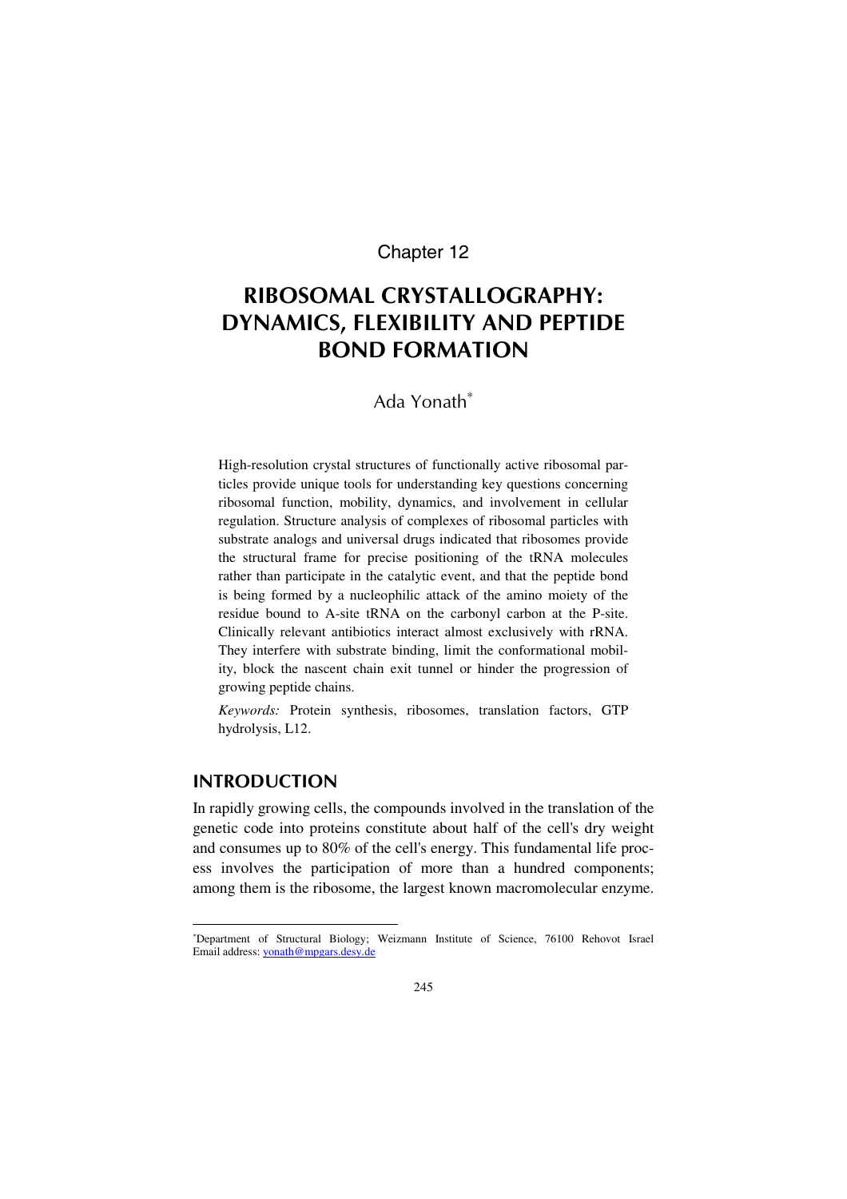Chapter 12

# RIBOSOMAL CRYSTALLOGRAPHY: DYNAMICS, FLEXIBILITY AND PEPTIDE BOND FORMATION

Ada Yonath[*]

High-resolution crystal structures of functionally active ribosomal particles provide unique tools for understanding key questions concerning ribosomal function, mobility, dynamics, and involvement in cellular regulation. Structure analysis of complexes of ribosomal particles with substrate analogs and universal drugs indicated that ribosomes provide the structural frame for precise positioning of the tRNA molecules rather than participate in the catalytic event, and that the peptide bond is being formed by a nucleophilic attack of the amino moiety of the residue bound to A-site tRNA on the carbonyl carbon at the P-site. Clinically relevant antibiotics interact almost exclusively with rRNA. They interfere with substrate binding, limit the conformational mobility, block the nascent chain exit tunnel or hinder the progression of growing peptide chains.

*Keywords:* Protein synthesis, ribosomes, translation factors, GTP hydrolysis, L12.

## INTRODUCTION

In rapidly growing cells, the compounds involved in the translation of the genetic code into proteins constitute about half of the cell's dry weight and consumes up to 80% of the cell's energy. This fundamental life process involves the participation of more than a hundred components; among them is the ribosome, the largest known macromolecular enzyme.

[*]Department of Structural Biology; Weizmann Institute of Science, 76100 Rehovot Israel
Email address: yonath@mpgars.desy.de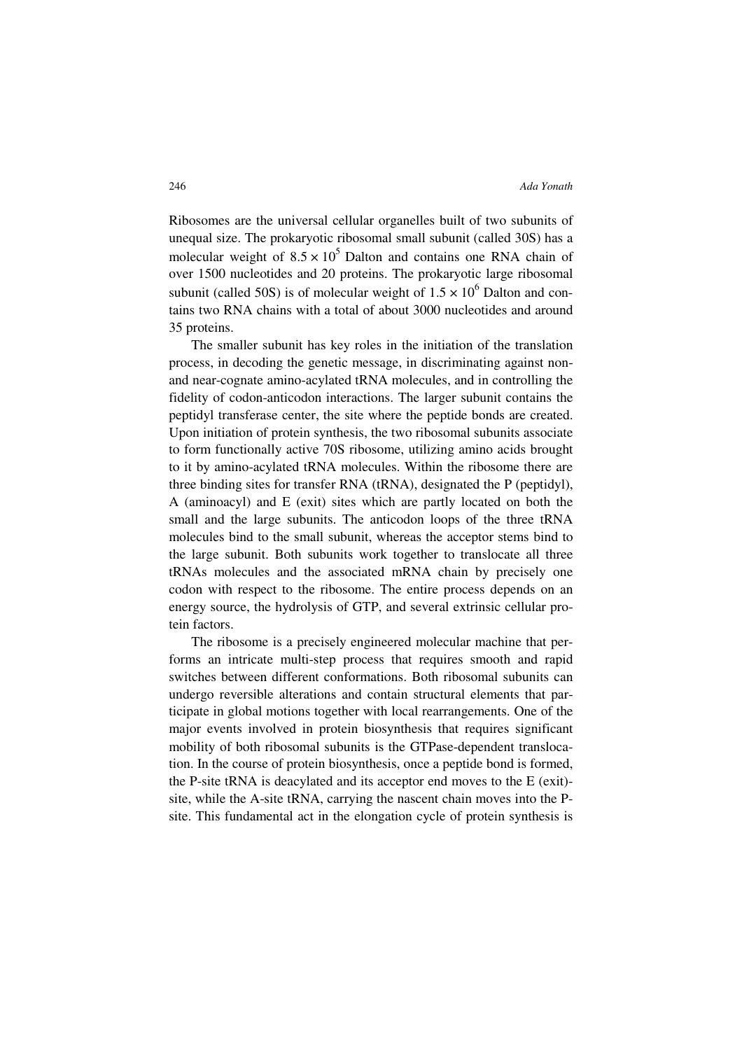Ribosomes are the universal cellular organelles built of two subunits of unequal size. The prokaryotic ribosomal small subunit (called 30S) has a molecular weight of $8.5 \times 10^5$ Dalton and contains one RNA chain of over 1500 nucleotides and 20 proteins. The prokaryotic large ribosomal subunit (called 50S) is of molecular weight of $1.5 \times 10^6$ Dalton and contains two RNA chains with a total of about 3000 nucleotides and around 35 proteins.

The smaller subunit has key roles in the initiation of the translation process, in decoding the genetic message, in discriminating against non- and near-cognate amino-acylated tRNA molecules, and in controlling the fidelity of codon-anticodon interactions. The larger subunit contains the peptidyl transferase center, the site where the peptide bonds are created. Upon initiation of protein synthesis, the two ribosomal subunits associate to form functionally active 70S ribosome, utilizing amino acids brought to it by amino-acylated tRNA molecules. Within the ribosome there are three binding sites for transfer RNA (tRNA), designated the P (peptidyl), A (aminoacyl) and E (exit) sites which are partly located on both the small and the large subunits. The anticodon loops of the three tRNA molecules bind to the small subunit, whereas the acceptor stems bind to the large subunit. Both subunits work together to translocate all three tRNAs molecules and the associated mRNA chain by precisely one codon with respect to the ribosome. The entire process depends on an energy source, the hydrolysis of GTP, and several extrinsic cellular protein factors.

The ribosome is a precisely engineered molecular machine that performs an intricate multi-step process that requires smooth and rapid switches between different conformations. Both ribosomal subunits can undergo reversible alterations and contain structural elements that participate in global motions together with local rearrangements. One of the major events involved in protein biosynthesis that requires significant mobility of both ribosomal subunits is the GTPase-dependent translocation. In the course of protein biosynthesis, once a peptide bond is formed, the P-site tRNA is deacylated and its acceptor end moves to the E (exit)-site, while the A-site tRNA, carrying the nascent chain moves into the P-site. This fundamental act in the elongation cycle of protein synthesis is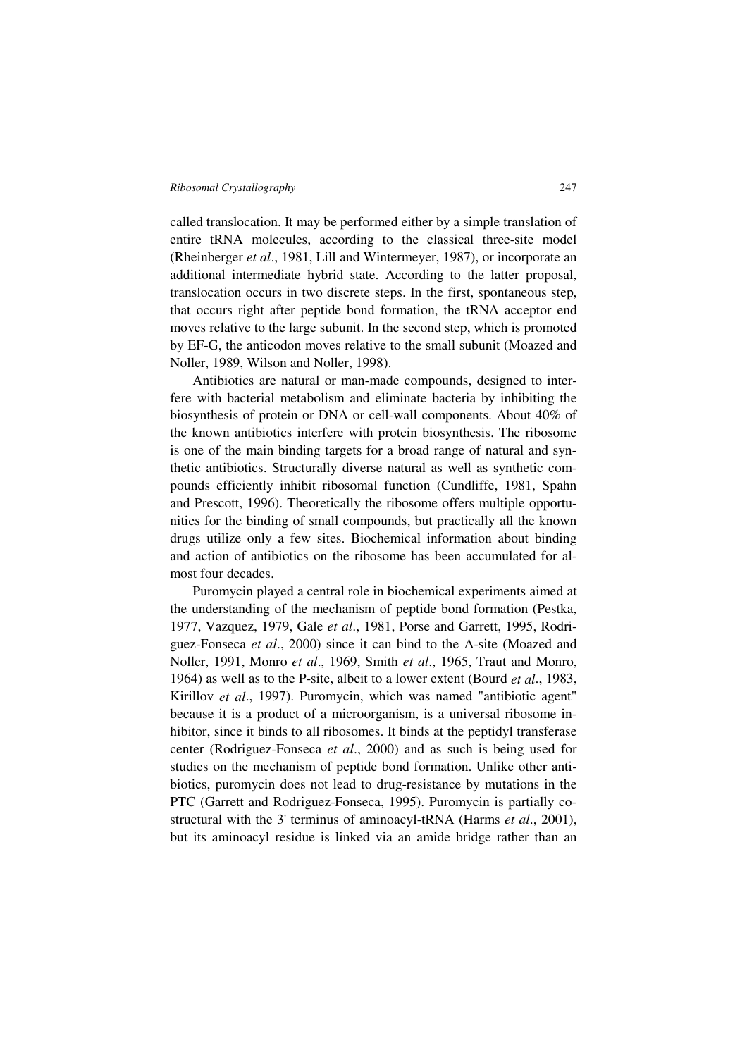called translocation. It may be performed either by a simple translation of entire tRNA molecules, according to the classical three-site model (Rheinberger *et al*., 1981, Lill and Wintermeyer, 1987), or incorporate an additional intermediate hybrid state. According to the latter proposal, translocation occurs in two discrete steps. In the first, spontaneous step, that occurs right after peptide bond formation, the tRNA acceptor end moves relative to the large subunit. In the second step, which is promoted by EF-G, the anticodon moves relative to the small subunit (Moazed and Noller, 1989, Wilson and Noller, 1998).

Antibiotics are natural or man-made compounds, designed to interfere with bacterial metabolism and eliminate bacteria by inhibiting the biosynthesis of protein or DNA or cell-wall components. About 40% of the known antibiotics interfere with protein biosynthesis. The ribosome is one of the main binding targets for a broad range of natural and synthetic antibiotics. Structurally diverse natural as well as synthetic compounds efficiently inhibit ribosomal function (Cundliffe, 1981, Spahn and Prescott, 1996). Theoretically the ribosome offers multiple opportunities for the binding of small compounds, but practically all the known drugs utilize only a few sites. Biochemical information about binding and action of antibiotics on the ribosome has been accumulated for almost four decades.

Puromycin played a central role in biochemical experiments aimed at the understanding of the mechanism of peptide bond formation (Pestka, 1977, Vazquez, 1979, Gale *et al*., 1981, Porse and Garrett, 1995, Rodriguez-Fonseca *et al*., 2000) since it can bind to the A-site (Moazed and Noller, 1991, Monro *et al*., 1969, Smith *et al*., 1965, Traut and Monro, 1964) as well as to the P-site, albeit to a lower extent (Bourd *et al*., 1983, Kirillov *et al*., 1997). Puromycin, which was named "antibiotic agent" because it is a product of a microorganism, is a universal ribosome inhibitor, since it binds to all ribosomes. It binds at the peptidyl transferase center (Rodriguez-Fonseca *et al*., 2000) and as such is being used for studies on the mechanism of peptide bond formation. Unlike other antibiotics, puromycin does not lead to drug-resistance by mutations in the PTC (Garrett and Rodriguez-Fonseca, 1995). Puromycin is partially co-structural with the 3' terminus of aminoacyl-tRNA (Harms *et al*., 2001), but its aminoacyl residue is linked via an amide bridge rather than an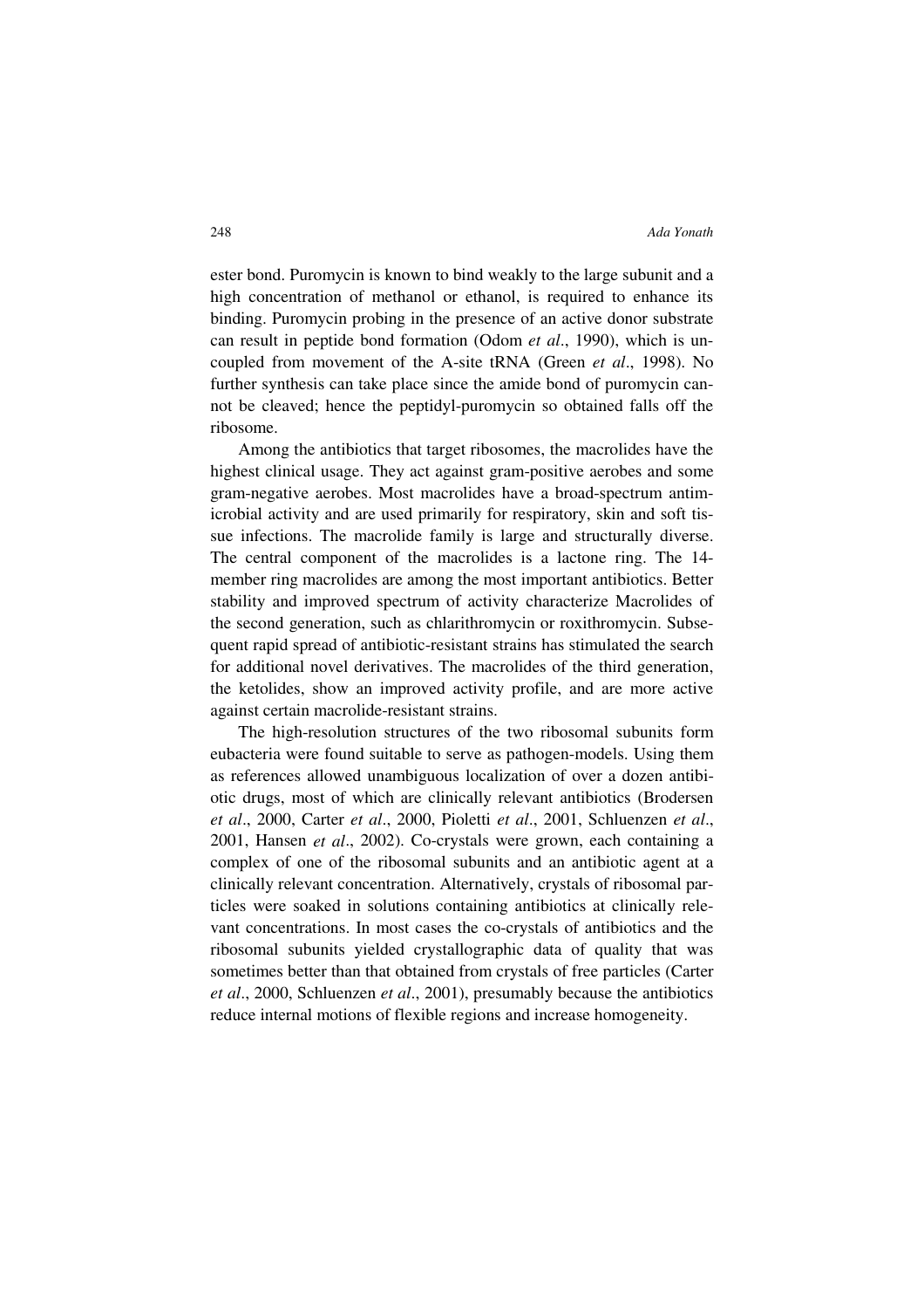ester bond. Puromycin is known to bind weakly to the large subunit and a high concentration of methanol or ethanol, is required to enhance its binding. Puromycin probing in the presence of an active donor substrate can result in peptide bond formation (Odom *et al*., 1990), which is uncoupled from movement of the A-site tRNA (Green *et al*., 1998). No further synthesis can take place since the amide bond of puromycin cannot be cleaved; hence the peptidyl-puromycin so obtained falls off the ribosome.

Among the antibiotics that target ribosomes, the macrolides have the highest clinical usage. They act against gram-positive aerobes and some gram-negative aerobes. Most macrolides have a broad-spectrum antimicrobial activity and are used primarily for respiratory, skin and soft tissue infections. The macrolide family is large and structurally diverse. The central component of the macrolides is a lactone ring. The 14-member ring macrolides are among the most important antibiotics. Better stability and improved spectrum of activity characterize Macrolides of the second generation, such as chlarithromycin or roxithromycin. Subsequent rapid spread of antibiotic-resistant strains has stimulated the search for additional novel derivatives. The macrolides of the third generation, the ketolides, show an improved activity profile, and are more active against certain macrolide-resistant strains.

The high-resolution structures of the two ribosomal subunits form eubacteria were found suitable to serve as pathogen-models. Using them as references allowed unambiguous localization of over a dozen antibiotic drugs, most of which are clinically relevant antibiotics (Brodersen *et al*., 2000, Carter *et al*., 2000, Pioletti *et al*., 2001, Schluenzen *et al*., 2001, Hansen *et al*., 2002). Co-crystals were grown, each containing a complex of one of the ribosomal subunits and an antibiotic agent at a clinically relevant concentration. Alternatively, crystals of ribosomal particles were soaked in solutions containing antibiotics at clinically relevant concentrations. In most cases the co-crystals of antibiotics and the ribosomal subunits yielded crystallographic data of quality that was sometimes better than that obtained from crystals of free particles (Carter *et al*., 2000, Schluenzen *et al*., 2001), presumably because the antibiotics reduce internal motions of flexible regions and increase homogeneity.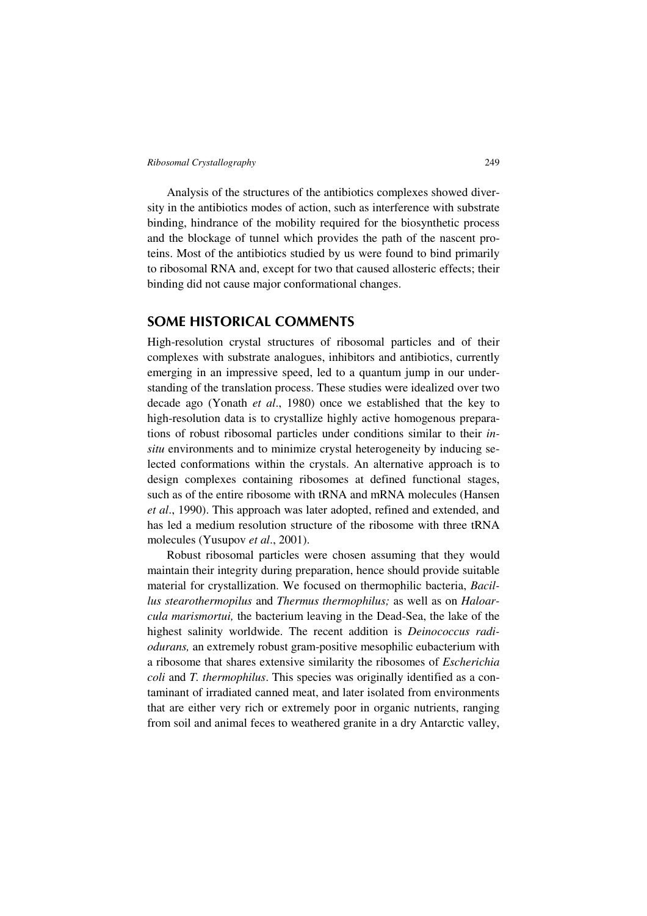Analysis of the structures of the antibiotics complexes showed diversity in the antibiotics modes of action, such as interference with substrate binding, hindrance of the mobility required for the biosynthetic process and the blockage of tunnel which provides the path of the nascent proteins. Most of the antibiotics studied by us were found to bind primarily to ribosomal RNA and, except for two that caused allosteric effects; their binding did not cause major conformational changes.

## SOME HISTORICAL COMMENTS

High-resolution crystal structures of ribosomal particles and of their complexes with substrate analogues, inhibitors and antibiotics, currently emerging in an impressive speed, led to a quantum jump in our understanding of the translation process. These studies were idealized over two decade ago (Yonath *et al*., 1980) once we established that the key to high-resolution data is to crystallize highly active homogenous preparations of robust ribosomal particles under conditions similar to their *in-situ* environments and to minimize crystal heterogeneity by inducing selected conformations within the crystals. An alternative approach is to design complexes containing ribosomes at defined functional stages, such as of the entire ribosome with tRNA and mRNA molecules (Hansen *et al*., 1990). This approach was later adopted, refined and extended, and has led a medium resolution structure of the ribosome with three tRNA molecules (Yusupov *et al*., 2001).

Robust ribosomal particles were chosen assuming that they would maintain their integrity during preparation, hence should provide suitable material for crystallization. We focused on thermophilic bacteria, *Bacillus stearothermopilus* and *Thermus thermophilus;* as well as on *Haloarcula marismortui,* the bacterium leaving in the Dead-Sea, the lake of the highest salinity worldwide. The recent addition is *Deinococcus radiodurans,* an extremely robust gram-positive mesophilic eubacterium with a ribosome that shares extensive similarity the ribosomes of *Escherichia coli* and *T. thermophilus*. This species was originally identified as a contaminant of irradiated canned meat, and later isolated from environments that are either very rich or extremely poor in organic nutrients, ranging from soil and animal feces to weathered granite in a dry Antarctic valley,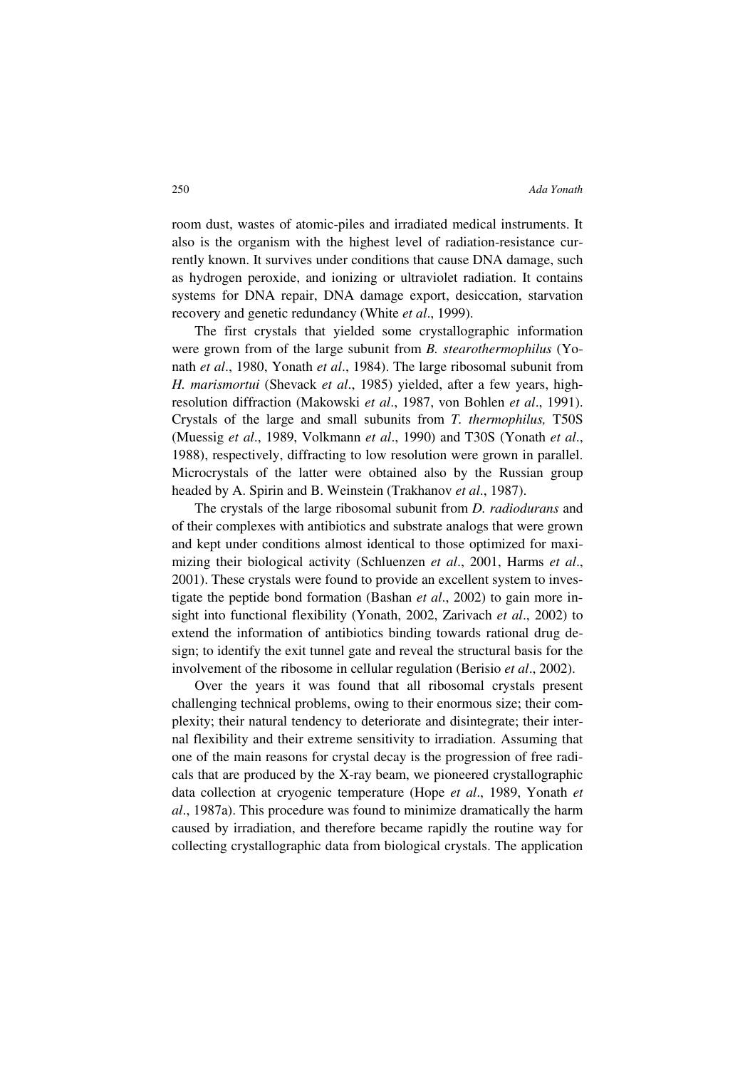room dust, wastes of atomic-piles and irradiated medical instruments. It also is the organism with the highest level of radiation-resistance currently known. It survives under conditions that cause DNA damage, such as hydrogen peroxide, and ionizing or ultraviolet radiation. It contains systems for DNA repair, DNA damage export, desiccation, starvation recovery and genetic redundancy (White *et al*., 1999).

The first crystals that yielded some crystallographic information were grown from of the large subunit from *B. stearothermophilus* (Yonath *et al*., 1980, Yonath *et al*., 1984). The large ribosomal subunit from *H. marismortui* (Shevack *et al*., 1985) yielded, after a few years, high-resolution diffraction (Makowski *et al*., 1987, von Bohlen *et al*., 1991). Crystals of the large and small subunits from *T. thermophilus,* T50S (Muessig *et al*., 1989, Volkmann *et al*., 1990) and T30S (Yonath *et al*., 1988), respectively, diffracting to low resolution were grown in parallel. Microcrystals of the latter were obtained also by the Russian group headed by A. Spirin and B. Weinstein (Trakhanov *et al*., 1987).

The crystals of the large ribosomal subunit from *D. radiodurans* and of their complexes with antibiotics and substrate analogs that were grown and kept under conditions almost identical to those optimized for maximizing their biological activity (Schluenzen *et al*., 2001, Harms *et al*., 2001). These crystals were found to provide an excellent system to investigate the peptide bond formation (Bashan *et al*., 2002) to gain more insight into functional flexibility (Yonath, 2002, Zarivach *et al*., 2002) to extend the information of antibiotics binding towards rational drug design; to identify the exit tunnel gate and reveal the structural basis for the involvement of the ribosome in cellular regulation (Berisio *et al*., 2002).

Over the years it was found that all ribosomal crystals present challenging technical problems, owing to their enormous size; their complexity; their natural tendency to deteriorate and disintegrate; their internal flexibility and their extreme sensitivity to irradiation. Assuming that one of the main reasons for crystal decay is the progression of free radicals that are produced by the X-ray beam, we pioneered crystallographic data collection at cryogenic temperature (Hope *et al*., 1989, Yonath *et al*., 1987a). This procedure was found to minimize dramatically the harm caused by irradiation, and therefore became rapidly the routine way for collecting crystallographic data from biological crystals. The application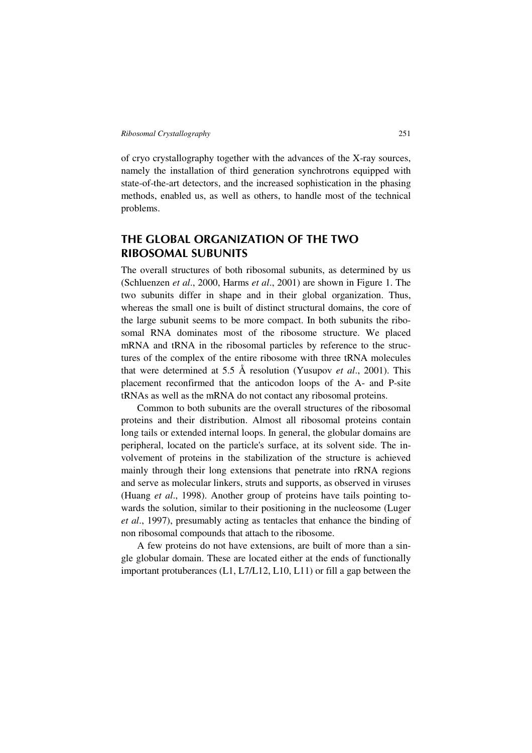of cryo crystallography together with the advances of the X-ray sources, namely the installation of third generation synchrotrons equipped with state-of-the-art detectors, and the increased sophistication in the phasing methods, enabled us, as well as others, to handle most of the technical problems.

## THE GLOBAL ORGANIZATION OF THE TWO RIBOSOMAL SUBUNITS

The overall structures of both ribosomal subunits, as determined by us (Schluenzen *et al*., 2000, Harms *et al*., 2001) are shown in Figure 1. The two subunits differ in shape and in their global organization. Thus, whereas the small one is built of distinct structural domains, the core of the large subunit seems to be more compact. In both subunits the ribosomal RNA dominates most of the ribosome structure. We placed mRNA and tRNA in the ribosomal particles by reference to the structures of the complex of the entire ribosome with three tRNA molecules that were determined at 5.5 Å resolution (Yusupov *et al*., 2001). This placement reconfirmed that the anticodon loops of the A- and P-site tRNAs as well as the mRNA do not contact any ribosomal proteins.

Common to both subunits are the overall structures of the ribosomal proteins and their distribution. Almost all ribosomal proteins contain long tails or extended internal loops. In general, the globular domains are peripheral, located on the particle's surface, at its solvent side. The involvement of proteins in the stabilization of the structure is achieved mainly through their long extensions that penetrate into rRNA regions and serve as molecular linkers, struts and supports, as observed in viruses (Huang *et al*., 1998). Another group of proteins have tails pointing towards the solution, similar to their positioning in the nucleosome (Luger *et al*., 1997), presumably acting as tentacles that enhance the binding of non ribosomal compounds that attach to the ribosome.

A few proteins do not have extensions, are built of more than a single globular domain. These are located either at the ends of functionally important protuberances (L1, L7/L12, L10, L11) or fill a gap between the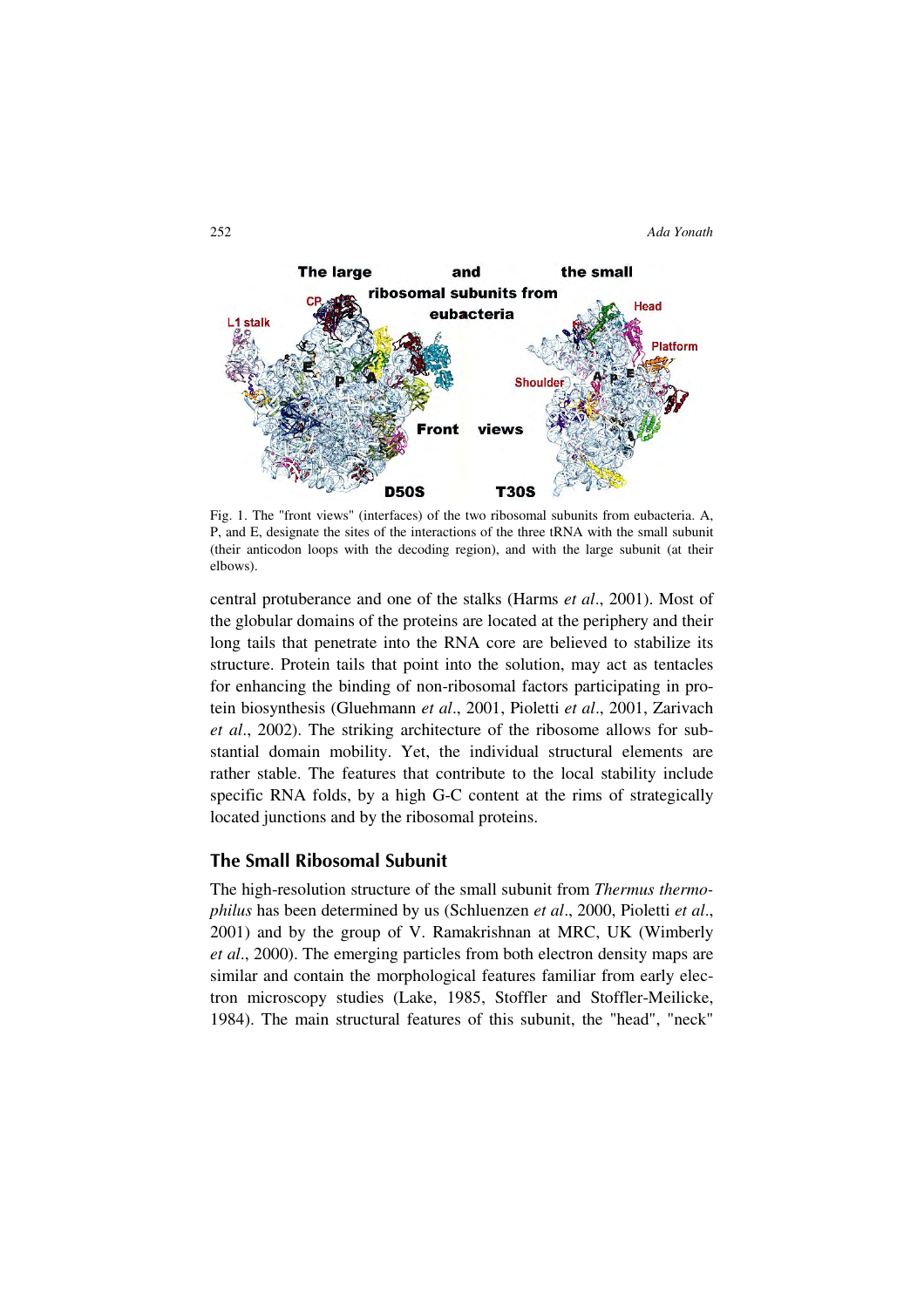Fig. 1. The "front views" (interfaces) of the two ribosomal subunits from eubacteria. A, P, and E, designate the sites of the interactions of the three tRNA with the small subunit (their anticodon loops with the decoding region), and with the large subunit (at their elbows).

central protuberance and one of the stalks (Harms *et al*., 2001). Most of the globular domains of the proteins are located at the periphery and their long tails that penetrate into the RNA core are believed to stabilize its structure. Protein tails that point into the solution, may act as tentacles for enhancing the binding of non-ribosomal factors participating in protein biosynthesis (Gluehmann *et al*., 2001, Pioletti *et al*., 2001, Zarivach *et al*., 2002). The striking architecture of the ribosome allows for substantial domain mobility. Yet, the individual structural elements are rather stable. The features that contribute to the local stability include specific RNA folds, by a high G-C content at the rims of strategically located junctions and by the ribosomal proteins.

## The Small Ribosomal Subunit

The high-resolution structure of the small subunit from *Thermus thermophilus* has been determined by us (Schluenzen *et al*., 2000, Pioletti *et al*., 2001) and by the group of V. Ramakrishnan at MRC, UK (Wimberly *et al*., 2000). The emerging particles from both electron density maps are similar and contain the morphological features familiar from early electron microscopy studies (Lake, 1985, Stoffler and Stoffler-Meilicke, 1984). The main structural features of this subunit, the "head", "neck"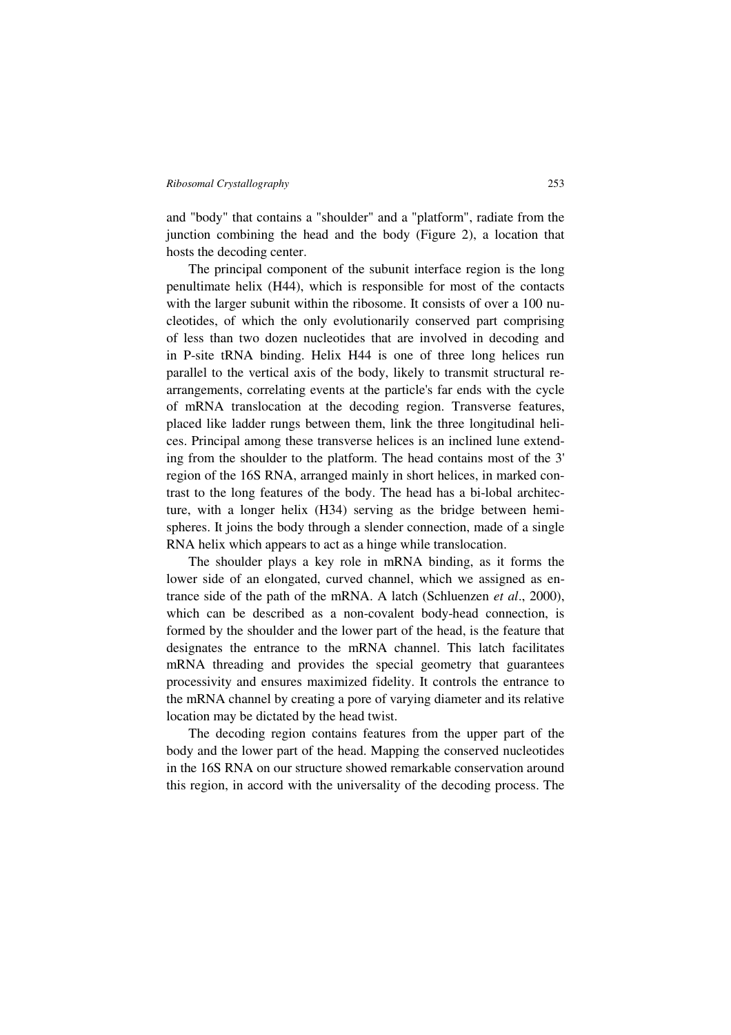and "body" that contains a "shoulder" and a "platform", radiate from the junction combining the head and the body (Figure 2), a location that hosts the decoding center.

The principal component of the subunit interface region is the long penultimate helix (H44), which is responsible for most of the contacts with the larger subunit within the ribosome. It consists of over a 100 nucleotides, of which the only evolutionarily conserved part comprising of less than two dozen nucleotides that are involved in decoding and in P-site tRNA binding. Helix H44 is one of three long helices run parallel to the vertical axis of the body, likely to transmit structural rearrangements, correlating events at the particle's far ends with the cycle of mRNA translocation at the decoding region. Transverse features, placed like ladder rungs between them, link the three longitudinal helices. Principal among these transverse helices is an inclined lune extending from the shoulder to the platform. The head contains most of the 3' region of the 16S RNA, arranged mainly in short helices, in marked contrast to the long features of the body. The head has a bi-lobal architecture, with a longer helix (H34) serving as the bridge between hemispheres. It joins the body through a slender connection, made of a single RNA helix which appears to act as a hinge while translocation.

The shoulder plays a key role in mRNA binding, as it forms the lower side of an elongated, curved channel, which we assigned as entrance side of the path of the mRNA. A latch (Schluenzen *et al*., 2000), which can be described as a non-covalent body-head connection, is formed by the shoulder and the lower part of the head, is the feature that designates the entrance to the mRNA channel. This latch facilitates mRNA threading and provides the special geometry that guarantees processivity and ensures maximized fidelity. It controls the entrance to the mRNA channel by creating a pore of varying diameter and its relative location may be dictated by the head twist.

The decoding region contains features from the upper part of the body and the lower part of the head. Mapping the conserved nucleotides in the 16S RNA on our structure showed remarkable conservation around this region, in accord with the universality of the decoding process. The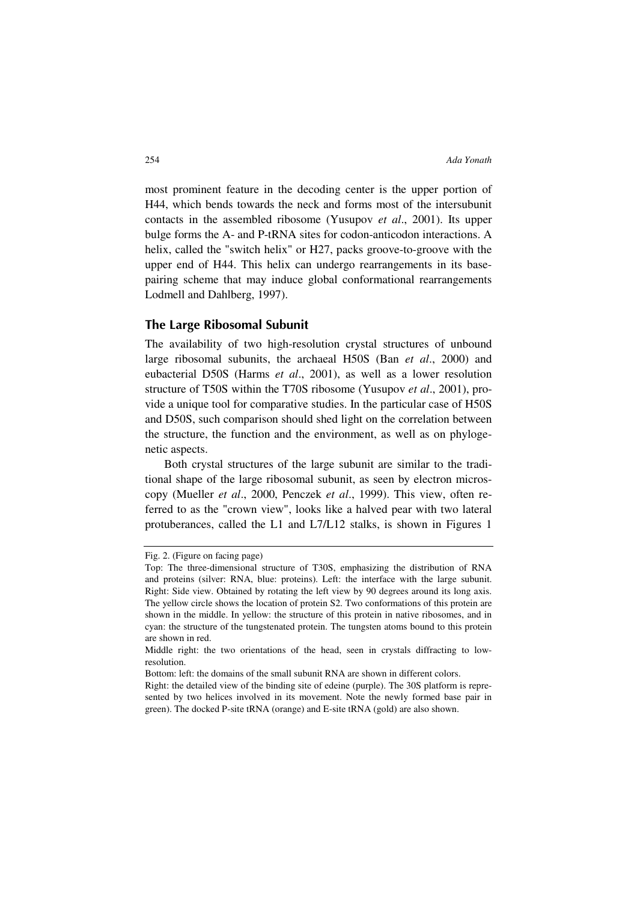most prominent feature in the decoding center is the upper portion of H44, which bends towards the neck and forms most of the intersubunit contacts in the assembled ribosome (Yusupov *et al*., 2001). Its upper bulge forms the A- and P-tRNA sites for codon-anticodon interactions. A helix, called the "switch helix" or H27, packs groove-to-groove with the upper end of H44. This helix can undergo rearrangements in its base-pairing scheme that may induce global conformational rearrangements Lodmell and Dahlberg, 1997).

## The Large Ribosomal Subunit

The availability of two high-resolution crystal structures of unbound large ribosomal subunits, the archaeal H50S (Ban *et al*., 2000) and eubacterial D50S (Harms *et al*., 2001), as well as a lower resolution structure of T50S within the T70S ribosome (Yusupov *et al*., 2001), provide a unique tool for comparative studies. In the particular case of H50S and D50S, such comparison should shed light on the correlation between the structure, the function and the environment, as well as on phylogenetic aspects.

Both crystal structures of the large subunit are similar to the traditional shape of the large ribosomal subunit, as seen by electron microscopy (Mueller *et al*., 2000, Penczek *et al*., 1999). This view, often referred to as the "crown view", looks like a halved pear with two lateral protuberances, called the L1 and L7/L12 stalks, is shown in Figures 1

Fig. 2. (Figure on facing page)

Top: The three-dimensional structure of T30S, emphasizing the distribution of RNA and proteins (silver: RNA, blue: proteins). Left: the interface with the large subunit. Right: Side view. Obtained by rotating the left view by 90 degrees around its long axis. The yellow circle shows the location of protein S2. Two conformations of this protein are shown in the middle. In yellow: the structure of this protein in native ribosomes, and in cyan: the structure of the tungstenated protein. The tungsten atoms bound to this protein are shown in red.

Middle right: the two orientations of the head, seen in crystals diffracting to low-resolution.

Bottom: left: the domains of the small subunit RNA are shown in different colors.

Right: the detailed view of the binding site of edeine (purple). The 30S platform is represented by two helices involved in its movement. Note the newly formed base pair in green). The docked P-site tRNA (orange) and E-site tRNA (gold) are also shown.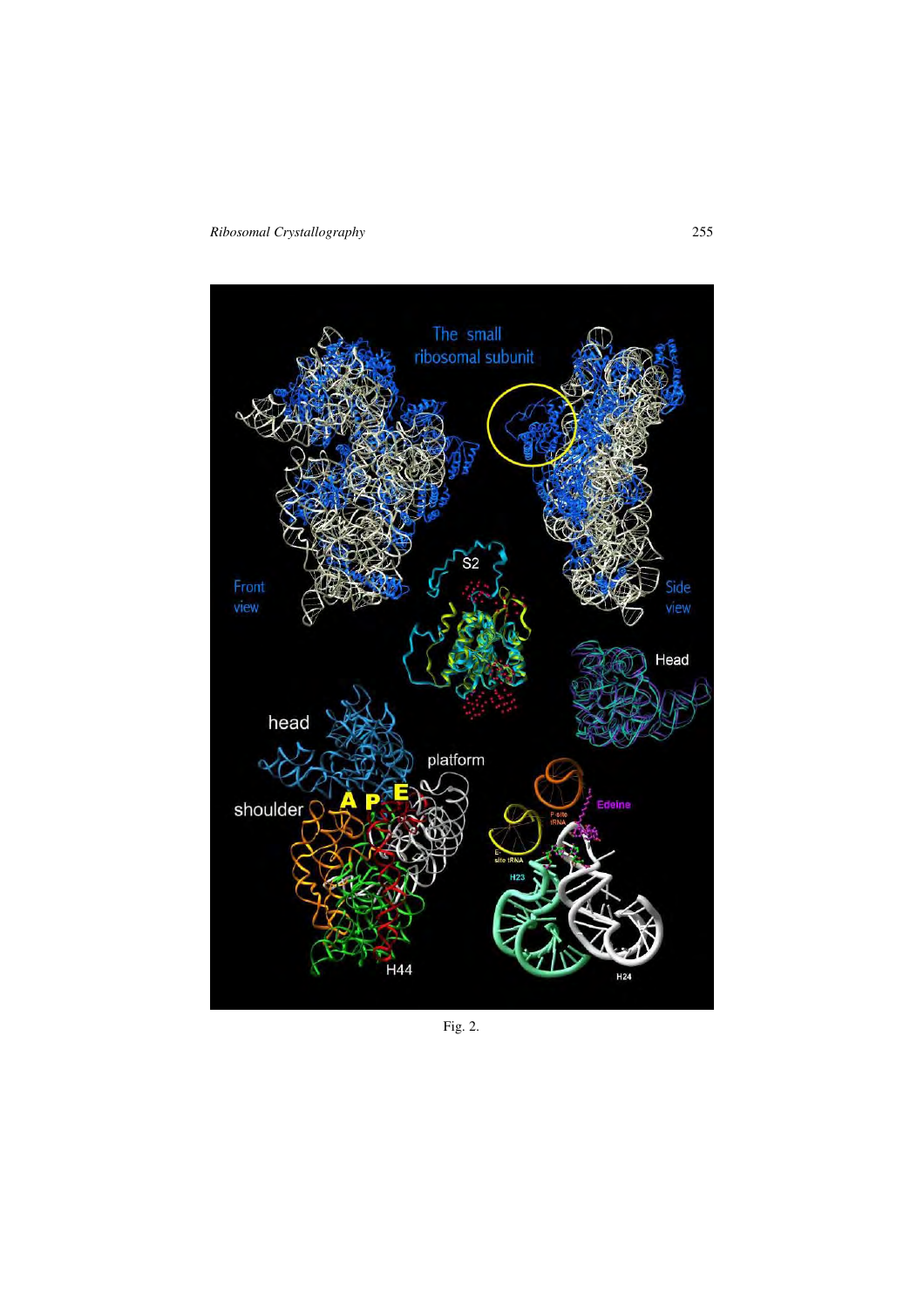Fig. 2.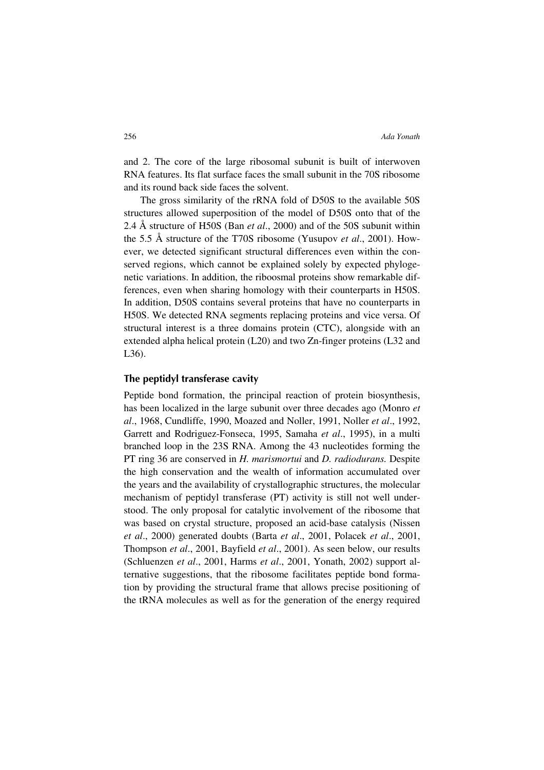and 2. The core of the large ribosomal subunit is built of interwoven RNA features. Its flat surface faces the small subunit in the 70S ribosome and its round back side faces the solvent.

The gross similarity of the rRNA fold of D50S to the available 50S structures allowed superposition of the model of D50S onto that of the 2.4 Å structure of H50S (Ban *et al*., 2000) and of the 50S subunit within the 5.5 Å structure of the T70S ribosome (Yusupov *et al*., 2001). However, we detected significant structural differences even within the conserved regions, which cannot be explained solely by expected phylogenetic variations. In addition, the riboosmal proteins show remarkable differences, even when sharing homology with their counterparts in H50S. In addition, D50S contains several proteins that have no counterparts in H50S. We detected RNA segments replacing proteins and vice versa. Of structural interest is a three domains protein (CTC), alongside with an extended alpha helical protein (L20) and two Zn-finger proteins (L32 and L36).

### The peptidyl transferase cavity

Peptide bond formation, the principal reaction of protein biosynthesis, has been localized in the large subunit over three decades ago (Monro *et al*., 1968, Cundliffe, 1990, Moazed and Noller, 1991, Noller *et al*., 1992, Garrett and Rodriguez-Fonseca, 1995, Samaha *et al*., 1995), in a multi branched loop in the 23S RNA. Among the 43 nucleotides forming the PT ring 36 are conserved in *H. marismortui* and *D. radiodurans.* Despite the high conservation and the wealth of information accumulated over the years and the availability of crystallographic structures, the molecular mechanism of peptidyl transferase (PT) activity is still not well understood. The only proposal for catalytic involvement of the ribosome that was based on crystal structure, proposed an acid-base catalysis (Nissen *et al*., 2000) generated doubts (Barta *et al*., 2001, Polacek *et al*., 2001, Thompson *et al*., 2001, Bayfield *et al*., 2001). As seen below, our results (Schluenzen *et al*., 2001, Harms *et al*., 2001, Yonath, 2002) support alternative suggestions, that the ribosome facilitates peptide bond formation by providing the structural frame that allows precise positioning of the tRNA molecules as well as for the generation of the energy required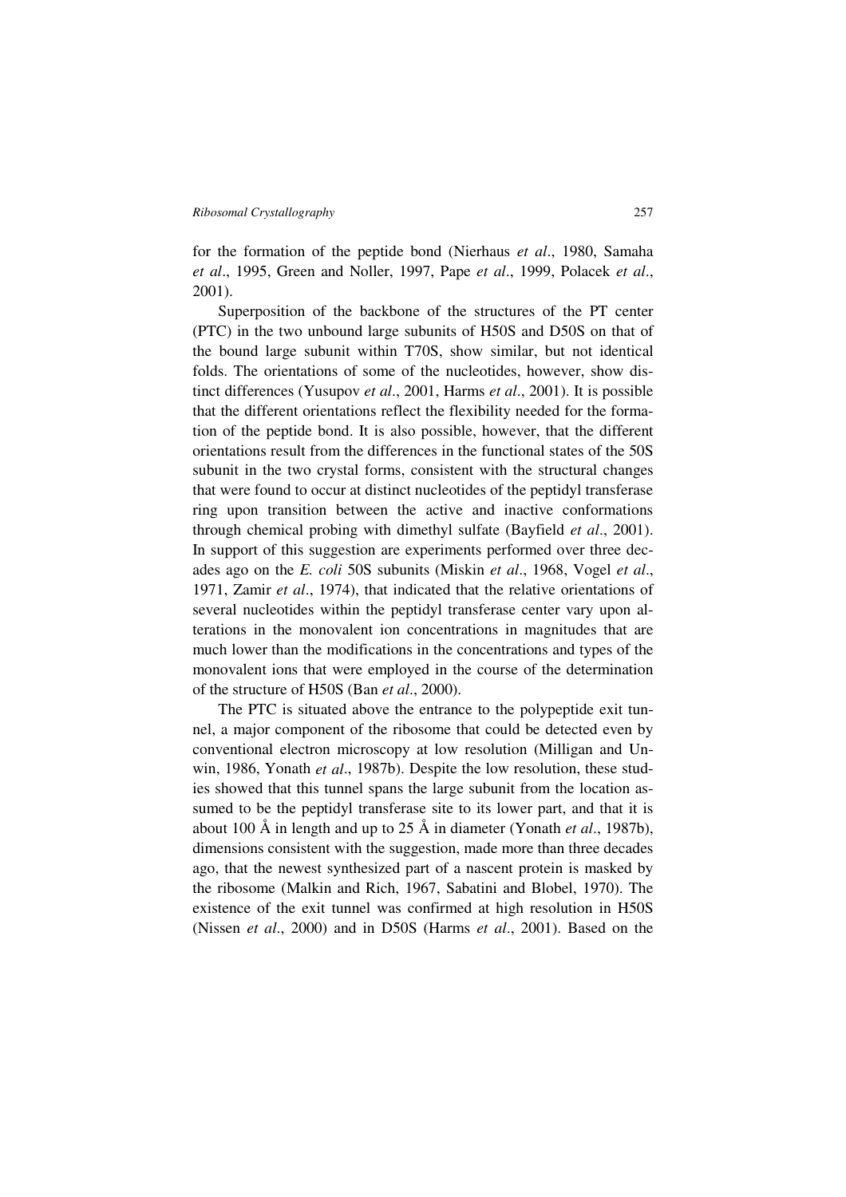for the formation of the peptide bond (Nierhaus *et al*., 1980, Samaha *et al*., 1995, Green and Noller, 1997, Pape *et al*., 1999, Polacek *et al*., 2001).

Superposition of the backbone of the structures of the PT center (PTC) in the two unbound large subunits of H50S and D50S on that of the bound large subunit within T70S, show similar, but not identical folds. The orientations of some of the nucleotides, however, show distinct differences (Yusupov *et al*., 2001, Harms *et al*., 2001). It is possible that the different orientations reflect the flexibility needed for the formation of the peptide bond. It is also possible, however, that the different orientations result from the differences in the functional states of the 50S subunit in the two crystal forms, consistent with the structural changes that were found to occur at distinct nucleotides of the peptidyl transferase ring upon transition between the active and inactive conformations through chemical probing with dimethyl sulfate (Bayfield *et al*., 2001). In support of this suggestion are experiments performed over three decades ago on the *E. coli* 50S subunits (Miskin *et al*., 1968, Vogel *et al*., 1971, Zamir *et al*., 1974), that indicated that the relative orientations of several nucleotides within the peptidyl transferase center vary upon alterations in the monovalent ion concentrations in magnitudes that are much lower than the modifications in the concentrations and types of the monovalent ions that were employed in the course of the determination of the structure of H50S (Ban *et al*., 2000).

The PTC is situated above the entrance to the polypeptide exit tunnel, a major component of the ribosome that could be detected even by conventional electron microscopy at low resolution (Milligan and Unwin, 1986, Yonath *et al*., 1987b). Despite the low resolution, these studies showed that this tunnel spans the large subunit from the location assumed to be the peptidyl transferase site to its lower part, and that it is about 100 Å in length and up to 25 Å in diameter (Yonath *et al*., 1987b), dimensions consistent with the suggestion, made more than three decades ago, that the newest synthesized part of a nascent protein is masked by the ribosome (Malkin and Rich, 1967, Sabatini and Blobel, 1970). The existence of the exit tunnel was confirmed at high resolution in H50S (Nissen *et al*., 2000) and in D50S (Harms *et al*., 2001). Based on the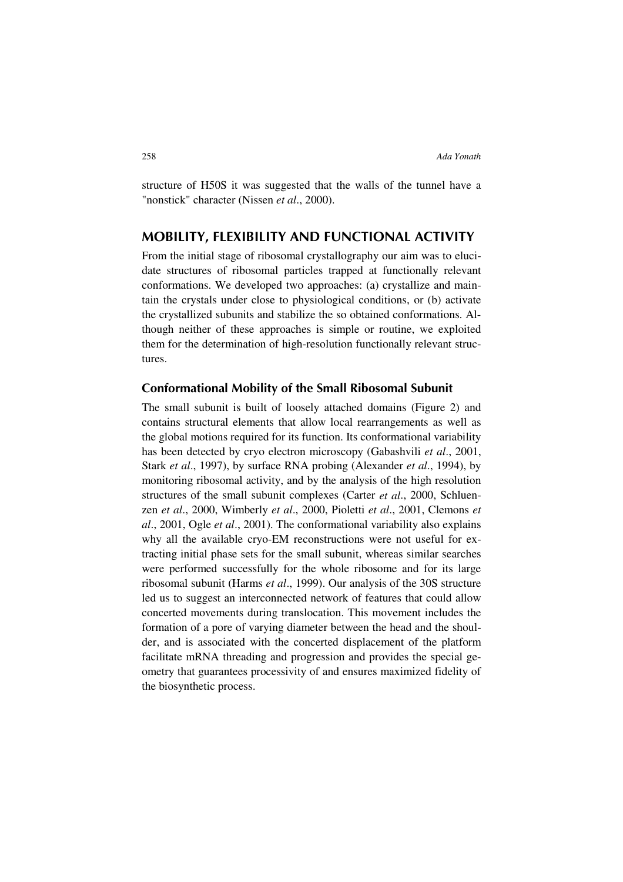structure of H50S it was suggested that the walls of the tunnel have a "nonstick" character (Nissen *et al*., 2000).

## MOBILITY, FLEXIBILITY AND FUNCTIONAL ACTIVITY

From the initial stage of ribosomal crystallography our aim was to elucidate structures of ribosomal particles trapped at functionally relevant conformations. We developed two approaches: (a) crystallize and maintain the crystals under close to physiological conditions, or (b) activate the crystallized subunits and stabilize the so obtained conformations. Although neither of these approaches is simple or routine, we exploited them for the determination of high-resolution functionally relevant structures.

### Conformational Mobility of the Small Ribosomal Subunit

The small subunit is built of loosely attached domains (Figure 2) and contains structural elements that allow local rearrangements as well as the global motions required for its function. Its conformational variability has been detected by cryo electron microscopy (Gabashvili *et al*., 2001, Stark *et al*., 1997), by surface RNA probing (Alexander *et al*., 1994), by monitoring ribosomal activity, and by the analysis of the high resolution structures of the small subunit complexes (Carter *et al*., 2000, Schluenzen *et al*., 2000, Wimberly *et al*., 2000, Pioletti *et al*., 2001, Clemons *et al*., 2001, Ogle *et al*., 2001). The conformational variability also explains why all the available cryo-EM reconstructions were not useful for extracting initial phase sets for the small subunit, whereas similar searches were performed successfully for the whole ribosome and for its large ribosomal subunit (Harms *et al*., 1999). Our analysis of the 30S structure led us to suggest an interconnected network of features that could allow concerted movements during translocation. This movement includes the formation of a pore of varying diameter between the head and the shoulder, and is associated with the concerted displacement of the platform facilitate mRNA threading and progression and provides the special geometry that guarantees processivity of and ensures maximized fidelity of the biosynthetic process.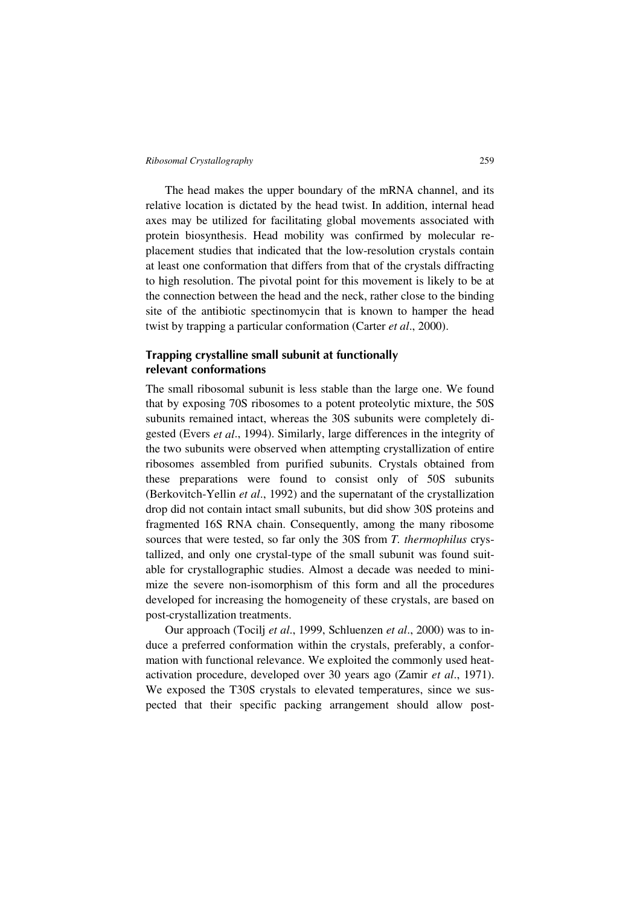The head makes the upper boundary of the mRNA channel, and its relative location is dictated by the head twist. In addition, internal head axes may be utilized for facilitating global movements associated with protein biosynthesis. Head mobility was confirmed by molecular replacement studies that indicated that the low-resolution crystals contain at least one conformation that differs from that of the crystals diffracting to high resolution. The pivotal point for this movement is likely to be at the connection between the head and the neck, rather close to the binding site of the antibiotic spectinomycin that is known to hamper the head twist by trapping a particular conformation (Carter *et al*., 2000).

## Trapping crystalline small subunit at functionally relevant conformations

The small ribosomal subunit is less stable than the large one. We found that by exposing 70S ribosomes to a potent proteolytic mixture, the 50S subunits remained intact, whereas the 30S subunits were completely digested (Evers *et al*., 1994). Similarly, large differences in the integrity of the two subunits were observed when attempting crystallization of entire ribosomes assembled from purified subunits. Crystals obtained from these preparations were found to consist only of 50S subunits (Berkovitch-Yellin *et al*., 1992) and the supernatant of the crystallization drop did not contain intact small subunits, but did show 30S proteins and fragmented 16S RNA chain. Consequently, among the many ribosome sources that were tested, so far only the 30S from *T. thermophilus* crystallized, and only one crystal-type of the small subunit was found suitable for crystallographic studies. Almost a decade was needed to minimize the severe non-isomorphism of this form and all the procedures developed for increasing the homogeneity of these crystals, are based on post-crystallization treatments.

Our approach (Tocilj *et al*., 1999, Schluenzen *et al*., 2000) was to induce a preferred conformation within the crystals, preferably, a conformation with functional relevance. We exploited the commonly used heat-activation procedure, developed over 30 years ago (Zamir *et al*., 1971). We exposed the T30S crystals to elevated temperatures, since we suspected that their specific packing arrangement should allow post-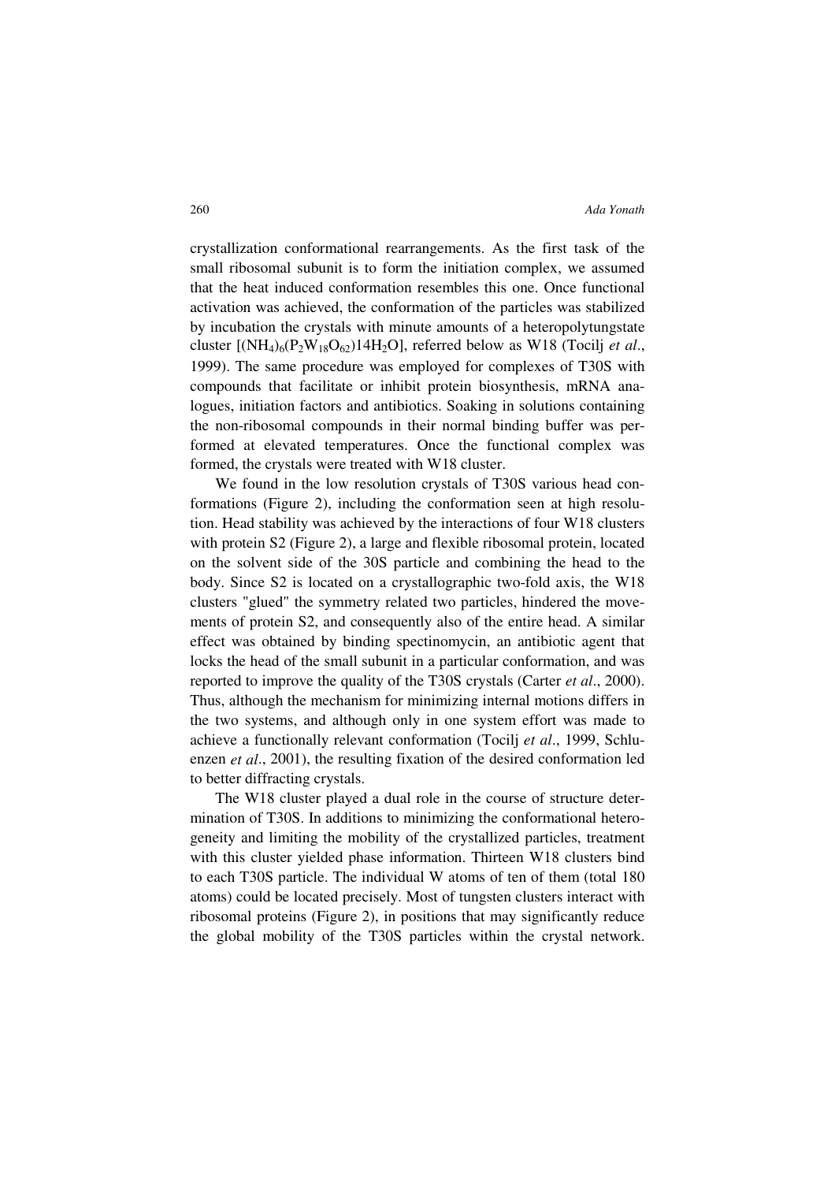crystallization conformational rearrangements. As the first task of the small ribosomal subunit is to form the initiation complex, we assumed that the heat induced conformation resembles this one. Once functional activation was achieved, the conformation of the particles was stabilized by incubation the crystals with minute amounts of a heteropolytungstate cluster $[(NH_4)_6(P_2W_{18}O_{62})14H_2O]$, referred below as W18 (Tocilj *et al*., 1999). The same procedure was employed for complexes of T30S with compounds that facilitate or inhibit protein biosynthesis, mRNA analogues, initiation factors and antibiotics. Soaking in solutions containing the non-ribosomal compounds in their normal binding buffer was performed at elevated temperatures. Once the functional complex was formed, the crystals were treated with W18 cluster.

We found in the low resolution crystals of T30S various head conformations (Figure 2), including the conformation seen at high resolution. Head stability was achieved by the interactions of four W18 clusters with protein S2 (Figure 2), a large and flexible ribosomal protein, located on the solvent side of the 30S particle and combining the head to the body. Since S2 is located on a crystallographic two-fold axis, the W18 clusters "glued" the symmetry related two particles, hindered the movements of protein S2, and consequently also of the entire head. A similar effect was obtained by binding spectinomycin, an antibiotic agent that locks the head of the small subunit in a particular conformation, and was reported to improve the quality of the T30S crystals (Carter *et al*., 2000). Thus, although the mechanism for minimizing internal motions differs in the two systems, and although only in one system effort was made to achieve a functionally relevant conformation (Tocilj *et al*., 1999, Schluenzen *et al*., 2001), the resulting fixation of the desired conformation led to better diffracting crystals.

The W18 cluster played a dual role in the course of structure determination of T30S. In additions to minimizing the conformational heterogeneity and limiting the mobility of the crystallized particles, treatment with this cluster yielded phase information. Thirteen W18 clusters bind to each T30S particle. The individual W atoms of ten of them (total 180 atoms) could be located precisely. Most of tungsten clusters interact with ribosomal proteins (Figure 2), in positions that may significantly reduce the global mobility of the T30S particles within the crystal network.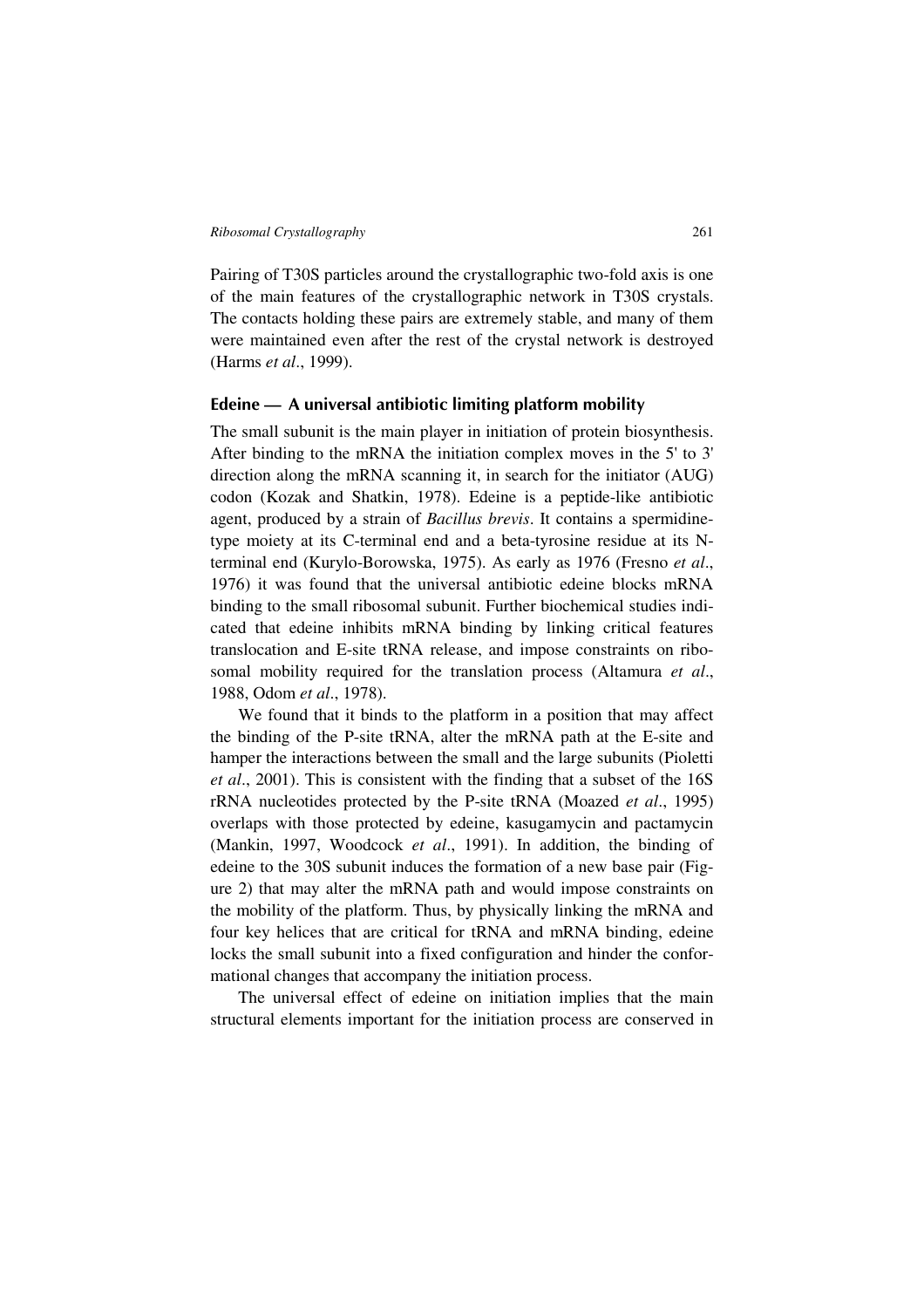Pairing of T30S particles around the crystallographic two-fold axis is one of the main features of the crystallographic network in T30S crystals. The contacts holding these pairs are extremely stable, and many of them were maintained even after the rest of the crystal network is destroyed (Harms *et al*., 1999).

## Edeine — A universal antibiotic limiting platform mobility

The small subunit is the main player in initiation of protein biosynthesis. After binding to the mRNA the initiation complex moves in the 5' to 3' direction along the mRNA scanning it, in search for the initiator (AUG) codon (Kozak and Shatkin, 1978). Edeine is a peptide-like antibiotic agent, produced by a strain of *Bacillus brevis*. It contains a spermidine-type moiety at its C-terminal end and a beta-tyrosine residue at its N-terminal end (Kurylo-Borowska, 1975). As early as 1976 (Fresno *et al*., 1976) it was found that the universal antibiotic edeine blocks mRNA binding to the small ribosomal subunit. Further biochemical studies indicated that edeine inhibits mRNA binding by linking critical features translocation and E-site tRNA release, and impose constraints on ribosomal mobility required for the translation process (Altamura *et al*., 1988, Odom *et al*., 1978).

We found that it binds to the platform in a position that may affect the binding of the P-site tRNA, alter the mRNA path at the E-site and hamper the interactions between the small and the large subunits (Pioletti *et al*., 2001). This is consistent with the finding that a subset of the 16S rRNA nucleotides protected by the P-site tRNA (Moazed *et al*., 1995) overlaps with those protected by edeine, kasugamycin and pactamycin (Mankin, 1997, Woodcock *et al*., 1991). In addition, the binding of edeine to the 30S subunit induces the formation of a new base pair (Figure 2) that may alter the mRNA path and would impose constraints on the mobility of the platform. Thus, by physically linking the mRNA and four key helices that are critical for tRNA and mRNA binding, edeine locks the small subunit into a fixed configuration and hinder the conformational changes that accompany the initiation process.

The universal effect of edeine on initiation implies that the main structural elements important for the initiation process are conserved in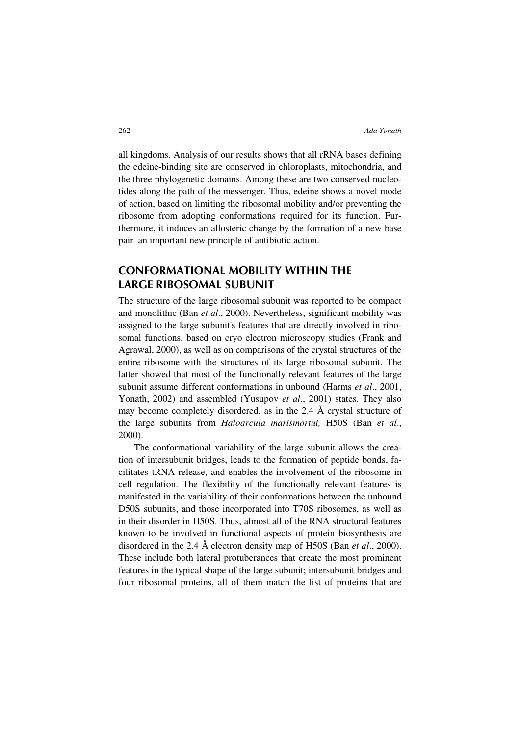all kingdoms. Analysis of our results shows that all rRNA bases defining the edeine-binding site are conserved in chloroplasts, mitochondria, and the three phylogenetic domains. Among these are two conserved nucleotides along the path of the messenger. Thus, edeine shows a novel mode of action, based on limiting the ribosomal mobility and/or preventing the ribosome from adopting conformations required for its function. Furthermore, it induces an allosteric change by the formation of a new base pair–an important new principle of antibiotic action.

## CONFORMATIONAL MOBILITY WITHIN THE LARGE RIBOSOMAL SUBUNIT

The structure of the large ribosomal subunit was reported to be compact and monolithic (Ban *et al*., 2000). Nevertheless, significant mobility was assigned to the large subunit's features that are directly involved in ribosomal functions, based on cryo electron microscopy studies (Frank and Agrawal, 2000), as well as on comparisons of the crystal structures of the entire ribosome with the structures of its large ribosomal subunit. The latter showed that most of the functionally relevant features of the large subunit assume different conformations in unbound (Harms *et al*., 2001, Yonath, 2002) and assembled (Yusupov *et al*., 2001) states. They also may become completely disordered, as in the 2.4 Å crystal structure of the large subunits from *Haloarcula marismortui,* H50S (Ban *et al*., 2000).

The conformational variability of the large subunit allows the creation of intersubunit bridges, leads to the formation of peptide bonds, facilitates tRNA release, and enables the involvement of the ribosome in cell regulation. The flexibility of the functionally relevant features is manifested in the variability of their conformations between the unbound D50S subunits, and those incorporated into T70S ribosomes, as well as in their disorder in H50S. Thus, almost all of the RNA structural features known to be involved in functional aspects of protein biosynthesis are disordered in the 2.4 Å electron density map of H50S (Ban *et al*., 2000). These include both lateral protuberances that create the most prominent features in the typical shape of the large subunit; intersubunit bridges and four ribosomal proteins, all of them match the list of proteins that are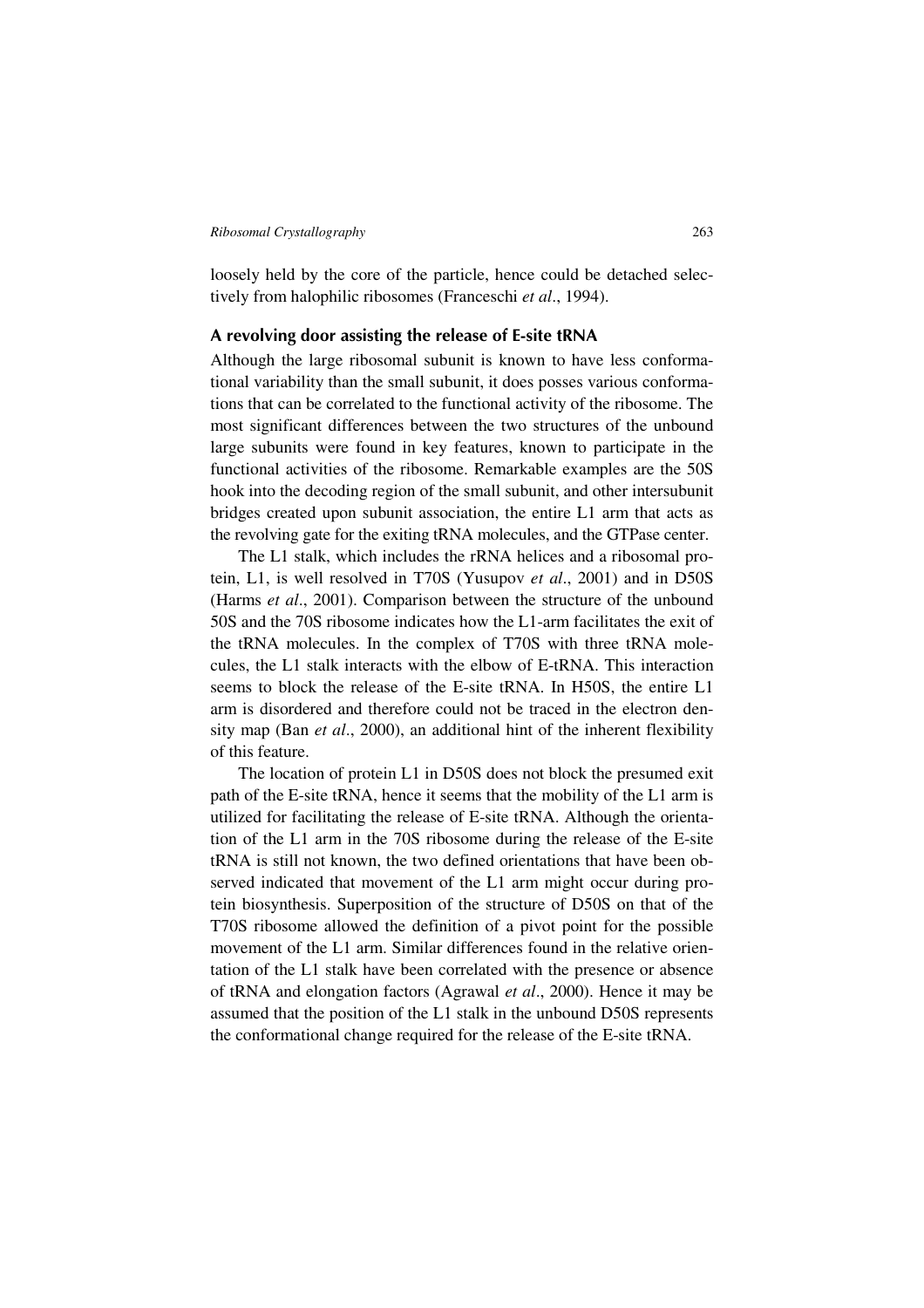loosely held by the core of the particle, hence could be detached selectively from halophilic ribosomes (Franceschi *et al*., 1994).

### A revolving door assisting the release of E-site tRNA

Although the large ribosomal subunit is known to have less conformational variability than the small subunit, it does posses various conformations that can be correlated to the functional activity of the ribosome. The most significant differences between the two structures of the unbound large subunits were found in key features, known to participate in the functional activities of the ribosome. Remarkable examples are the 50S hook into the decoding region of the small subunit, and other intersubunit bridges created upon subunit association, the entire L1 arm that acts as the revolving gate for the exiting tRNA molecules, and the GTPase center.

The L1 stalk, which includes the rRNA helices and a ribosomal protein, L1, is well resolved in T70S (Yusupov *et al*., 2001) and in D50S (Harms *et al*., 2001). Comparison between the structure of the unbound 50S and the 70S ribosome indicates how the L1-arm facilitates the exit of the tRNA molecules. In the complex of T70S with three tRNA molecules, the L1 stalk interacts with the elbow of E-tRNA. This interaction seems to block the release of the E-site tRNA. In H50S, the entire L1 arm is disordered and therefore could not be traced in the electron density map (Ban *et al*., 2000), an additional hint of the inherent flexibility of this feature.

The location of protein L1 in D50S does not block the presumed exit path of the E-site tRNA, hence it seems that the mobility of the L1 arm is utilized for facilitating the release of E-site tRNA. Although the orientation of the L1 arm in the 70S ribosome during the release of the E-site tRNA is still not known, the two defined orientations that have been observed indicated that movement of the L1 arm might occur during protein biosynthesis. Superposition of the structure of D50S on that of the T70S ribosome allowed the definition of a pivot point for the possible movement of the L1 arm. Similar differences found in the relative orientation of the L1 stalk have been correlated with the presence or absence of tRNA and elongation factors (Agrawal *et al*., 2000). Hence it may be assumed that the position of the L1 stalk in the unbound D50S represents the conformational change required for the release of the E-site tRNA.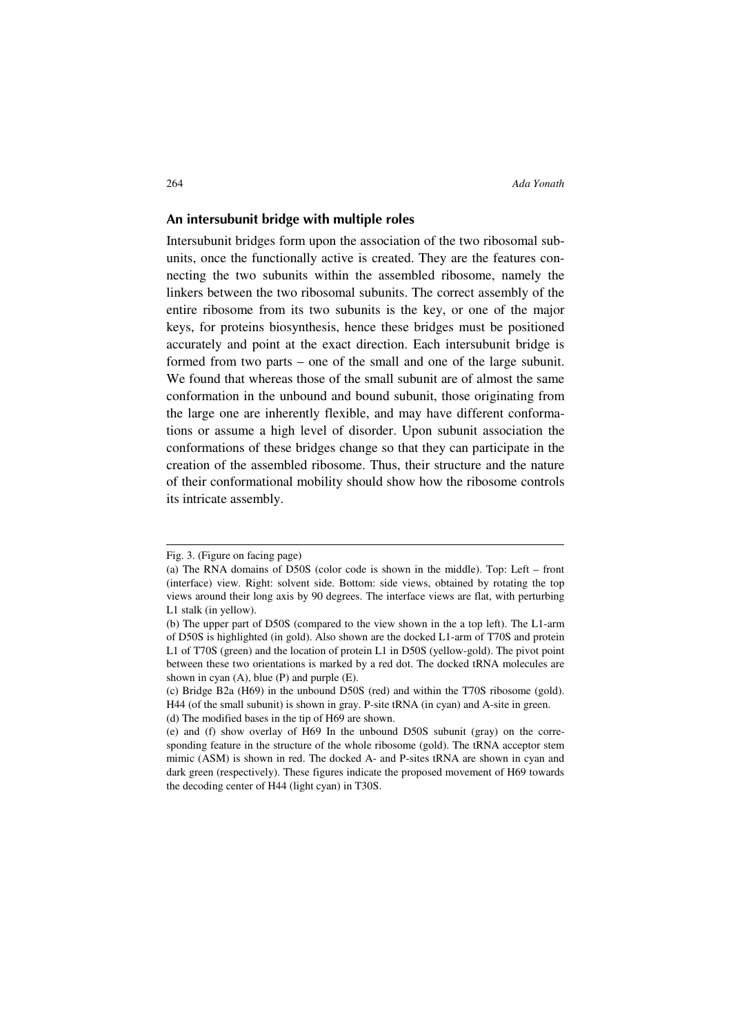## An intersubunit bridge with multiple roles

Intersubunit bridges form upon the association of the two ribosomal subunits, once the functionally active is created. They are the features connecting the two subunits within the assembled ribosome, namely the linkers between the two ribosomal subunits. The correct assembly of the entire ribosome from its two subunits is the key, or one of the major keys, for proteins biosynthesis, hence these bridges must be positioned accurately and point at the exact direction. Each intersubunit bridge is formed from two parts – one of the small and one of the large subunit. We found that whereas those of the small subunit are of almost the same conformation in the unbound and bound subunit, those originating from the large one are inherently flexible, and may have different conformations or assume a high level of disorder. Upon subunit association the conformations of these bridges change so that they can participate in the creation of the assembled ribosome. Thus, their structure and the nature of their conformational mobility should show how the ribosome controls its intricate assembly.

---

Fig. 3. (Figure on facing page)

(a) The RNA domains of D50S (color code is shown in the middle). Top: Left – front (interface) view. Right: solvent side. Bottom: side views, obtained by rotating the top views around their long axis by 90 degrees. The interface views are flat, with perturbing L1 stalk (in yellow).

(b) The upper part of D50S (compared to the view shown in the a top left). The L1-arm of D50S is highlighted (in gold). Also shown are the docked L1-arm of T70S and protein L1 of T70S (green) and the location of protein L1 in D50S (yellow-gold). The pivot point between these two orientations is marked by a red dot. The docked tRNA molecules are shown in cyan (A), blue (P) and purple (E).

(c) Bridge B2a (H69) in the unbound D50S (red) and within the T70S ribosome (gold). H44 (of the small subunit) is shown in gray. P-site tRNA (in cyan) and A-site in green.

(d) The modified bases in the tip of H69 are shown.

(e) and (f) show overlay of H69 In the unbound D50S subunit (gray) on the corresponding feature in the structure of the whole ribosome (gold). The tRNA acceptor stem mimic (ASM) is shown in red. The docked A- and P-sites tRNA are shown in cyan and dark green (respectively). These figures indicate the proposed movement of H69 towards the decoding center of H44 (light cyan) in T30S.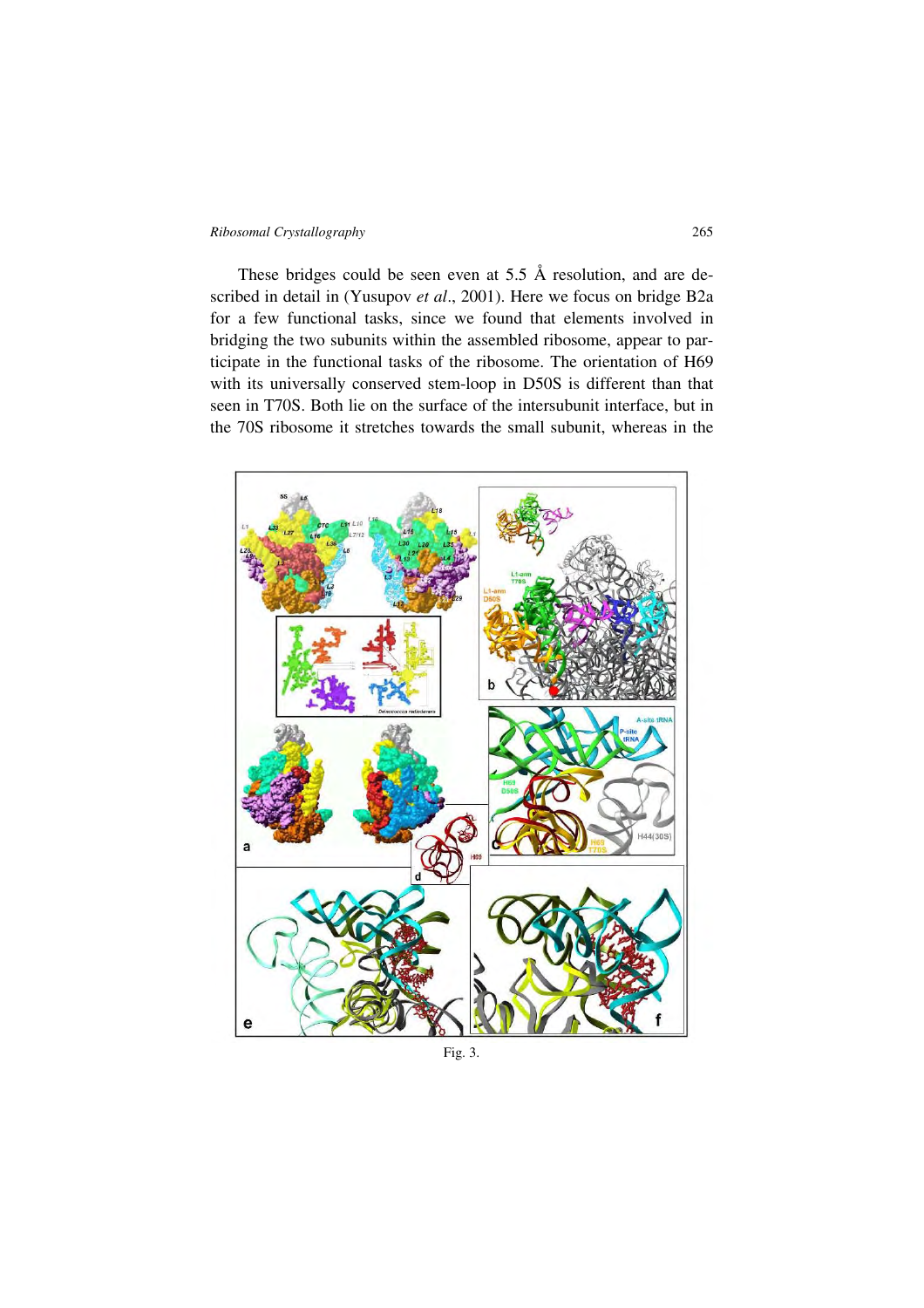These bridges could be seen even at 5.5 Å resolution, and are described in detail in (Yusupov *et al*., 2001). Here we focus on bridge B2a for a few functional tasks, since we found that elements involved in bridging the two subunits within the assembled ribosome, appear to participate in the functional tasks of the ribosome. The orientation of H69 with its universally conserved stem-loop in D50S is different than that seen in T70S. Both lie on the surface of the intersubunit interface, but in the 70S ribosome it stretches towards the small subunit, whereas in the

Fig. 3.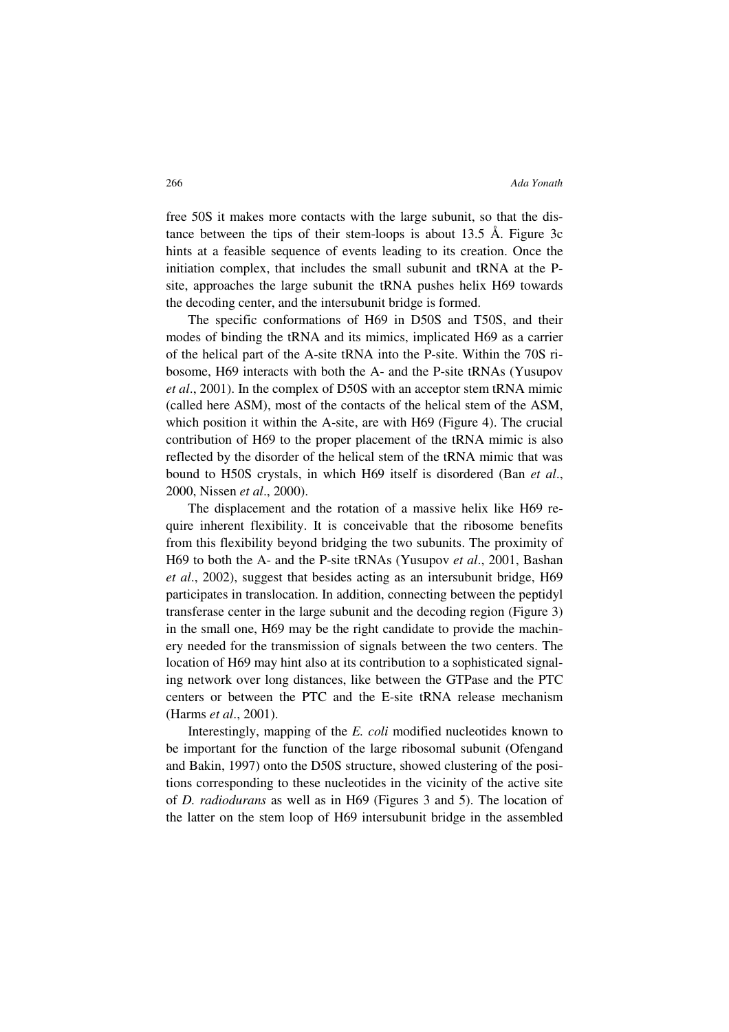free 50S it makes more contacts with the large subunit, so that the distance between the tips of their stem-loops is about 13.5 Å. Figure 3c hints at a feasible sequence of events leading to its creation. Once the initiation complex, that includes the small subunit and tRNA at the P-site, approaches the large subunit the tRNA pushes helix H69 towards the decoding center, and the intersubunit bridge is formed.

The specific conformations of H69 in D50S and T50S, and their modes of binding the tRNA and its mimics, implicated H69 as a carrier of the helical part of the A-site tRNA into the P-site. Within the 70S ribosome, H69 interacts with both the A- and the P-site tRNAs (Yusupov *et al*., 2001). In the complex of D50S with an acceptor stem tRNA mimic (called here ASM), most of the contacts of the helical stem of the ASM, which position it within the A-site, are with H69 (Figure 4). The crucial contribution of H69 to the proper placement of the tRNA mimic is also reflected by the disorder of the helical stem of the tRNA mimic that was bound to H50S crystals, in which H69 itself is disordered (Ban *et al*., 2000, Nissen *et al*., 2000).

The displacement and the rotation of a massive helix like H69 require inherent flexibility. It is conceivable that the ribosome benefits from this flexibility beyond bridging the two subunits. The proximity of H69 to both the A- and the P-site tRNAs (Yusupov *et al*., 2001, Bashan *et al*., 2002), suggest that besides acting as an intersubunit bridge, H69 participates in translocation. In addition, connecting between the peptidyl transferase center in the large subunit and the decoding region (Figure 3) in the small one, H69 may be the right candidate to provide the machinery needed for the transmission of signals between the two centers. The location of H69 may hint also at its contribution to a sophisticated signaling network over long distances, like between the GTPase and the PTC centers or between the PTC and the E-site tRNA release mechanism (Harms *et al*., 2001).

Interestingly, mapping of the *E. coli* modified nucleotides known to be important for the function of the large ribosomal subunit (Ofengand and Bakin, 1997) onto the D50S structure, showed clustering of the positions corresponding to these nucleotides in the vicinity of the active site of *D. radiodurans* as well as in H69 (Figures 3 and 5). The location of the latter on the stem loop of H69 intersubunit bridge in the assembled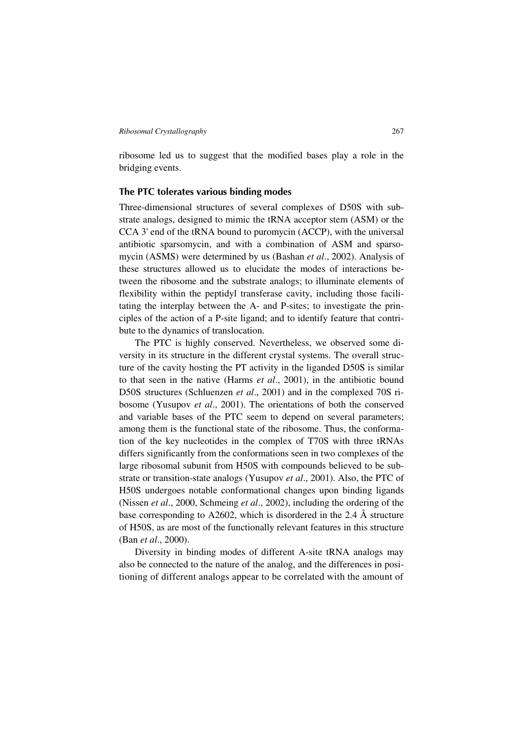ribosome led us to suggest that the modified bases play a role in the bridging events.

## The PTC tolerates various binding modes

Three-dimensional structures of several complexes of D50S with substrate analogs, designed to mimic the tRNA acceptor stem (ASM) or the CCA 3' end of the tRNA bound to puromycin (ACCP), with the universal antibiotic sparsomycin, and with a combination of ASM and sparsomycin (ASMS) were determined by us (Bashan *et al*., 2002). Analysis of these structures allowed us to elucidate the modes of interactions between the ribosome and the substrate analogs; to illuminate elements of flexibility within the peptidyl transferase cavity, including those facilitating the interplay between the A- and P-sites; to investigate the principles of the action of a P-site ligand; and to identify feature that contribute to the dynamics of translocation.

The PTC is highly conserved. Nevertheless, we observed some diversity in its structure in the different crystal systems. The overall structure of the cavity hosting the PT activity in the liganded D50S is similar to that seen in the native (Harms *et al*., 2001), in the antibiotic bound D50S structures (Schluenzen *et al*., 2001) and in the complexed 70S ribosome (Yusupov *et al*., 2001). The orientations of both the conserved and variable bases of the PTC seem to depend on several parameters; among them is the functional state of the ribosome. Thus, the conformation of the key nucleotides in the complex of T70S with three tRNAs differs significantly from the conformations seen in two complexes of the large ribosomal subunit from H50S with compounds believed to be substrate or transition-state analogs (Yusupov *et al*., 2001). Also, the PTC of H50S undergoes notable conformational changes upon binding ligands (Nissen *et al*., 2000, Schmeing *et al*., 2002), including the ordering of the base corresponding to A2602, which is disordered in the 2.4 Å structure of H50S, as are most of the functionally relevant features in this structure (Ban *et al*., 2000).

Diversity in binding modes of different A-site tRNA analogs may also be connected to the nature of the analog, and the differences in positioning of different analogs appear to be correlated with the amount of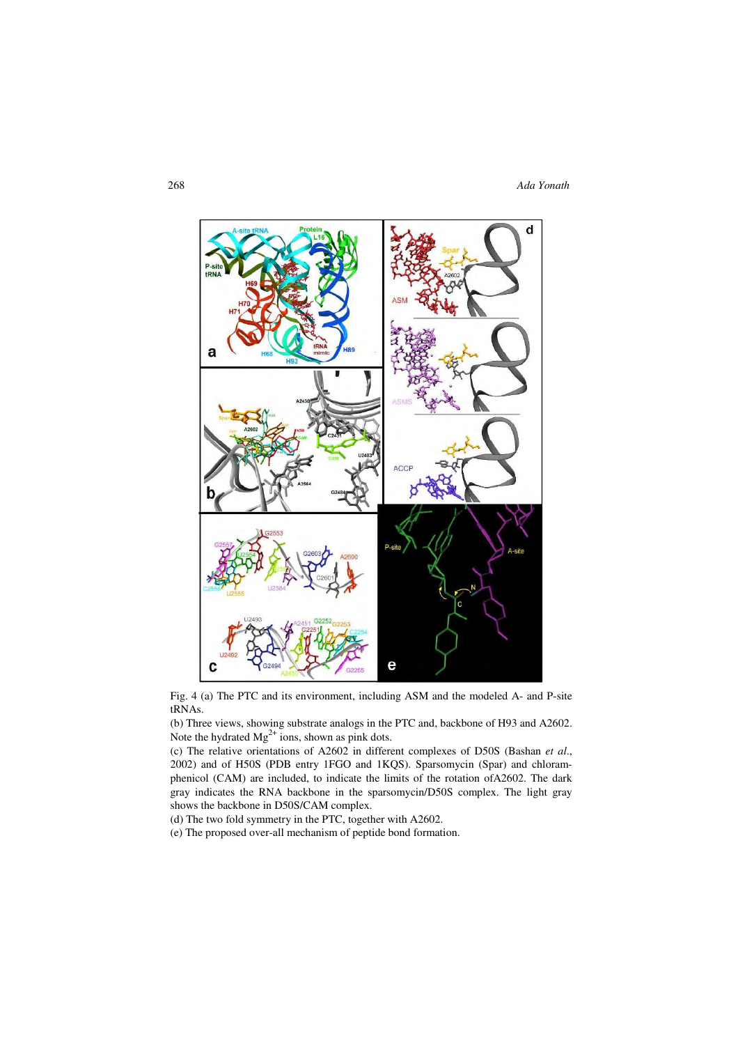Fig. 4 (a) The PTC and its environment, including ASM and the modeled A- and P-site tRNAs.

(b) Three views, showing substrate analogs in the PTC and, backbone of H93 and A2602. Note the hydrated $Mg^{2+}$ ions, shown as pink dots.

(c) The relative orientations of A2602 in different complexes of D50S (Bashan *et al.*, 2002) and of H50S (PDB entry 1FGO and 1KQS). Sparsomycin (Spar) and chloramphenicol (CAM) are included, to indicate the limits of the rotation ofA2602. The dark gray indicates the RNA backbone in the sparsomycin/D50S complex. The light gray shows the backbone in D50S/CAM complex.

(d) The two fold symmetry in the PTC, together with A2602.

(e) The proposed over-all mechanism of peptide bond formation.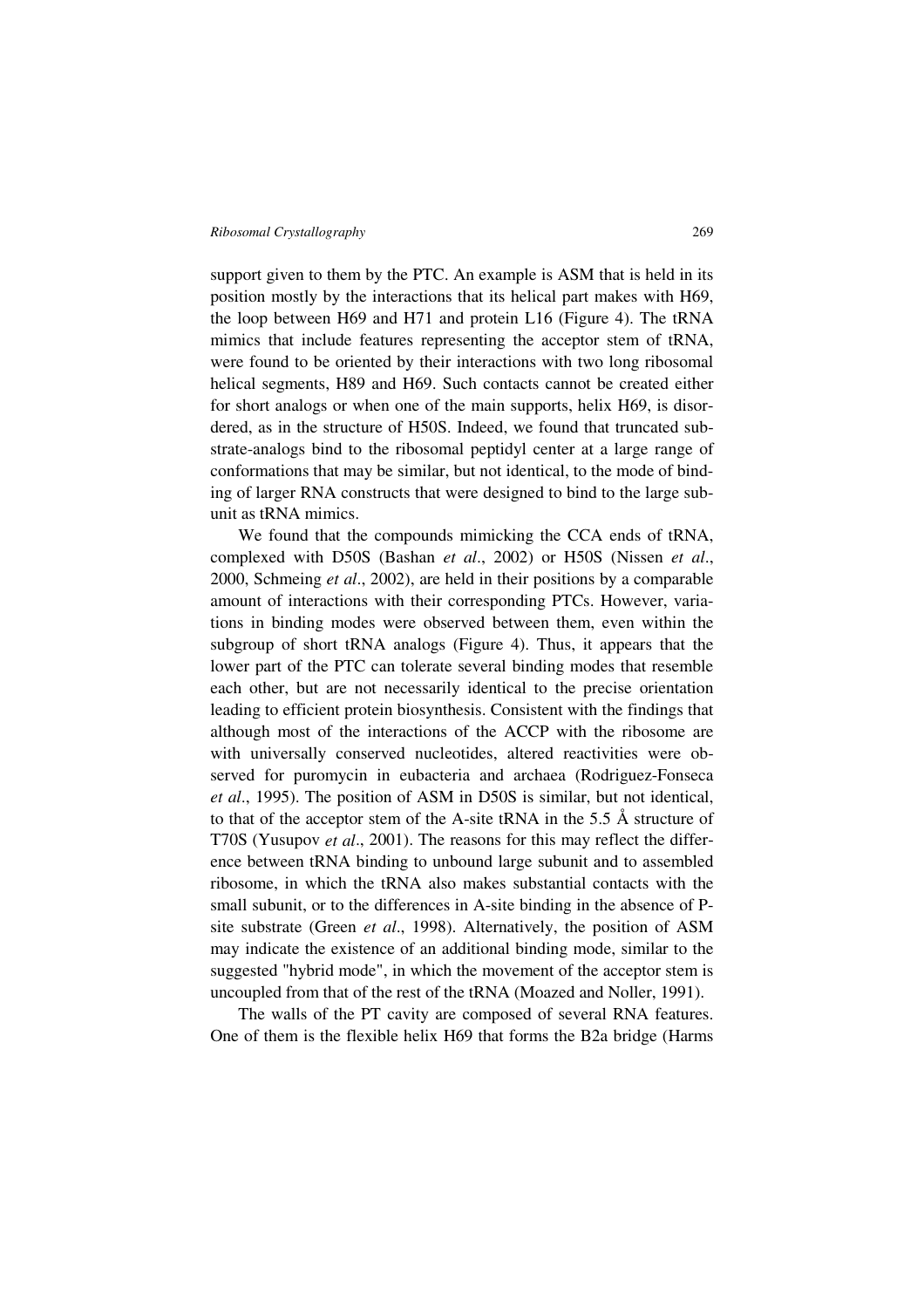support given to them by the PTC. An example is ASM that is held in its position mostly by the interactions that its helical part makes with H69, the loop between H69 and H71 and protein L16 (Figure 4). The tRNA mimics that include features representing the acceptor stem of tRNA, were found to be oriented by their interactions with two long ribosomal helical segments, H89 and H69. Such contacts cannot be created either for short analogs or when one of the main supports, helix H69, is disordered, as in the structure of H50S. Indeed, we found that truncated substrate-analogs bind to the ribosomal peptidyl center at a large range of conformations that may be similar, but not identical, to the mode of binding of larger RNA constructs that were designed to bind to the large subunit as tRNA mimics.

We found that the compounds mimicking the CCA ends of tRNA, complexed with D50S (Bashan *et al*., 2002) or H50S (Nissen *et al*., 2000, Schmeing *et al*., 2002), are held in their positions by a comparable amount of interactions with their corresponding PTCs. However, variations in binding modes were observed between them, even within the subgroup of short tRNA analogs (Figure 4). Thus, it appears that the lower part of the PTC can tolerate several binding modes that resemble each other, but are not necessarily identical to the precise orientation leading to efficient protein biosynthesis. Consistent with the findings that although most of the interactions of the ACCP with the ribosome are with universally conserved nucleotides, altered reactivities were observed for puromycin in eubacteria and archaea (Rodriguez-Fonseca *et al*., 1995). The position of ASM in D50S is similar, but not identical, to that of the acceptor stem of the A-site tRNA in the 5.5 Å structure of T70S (Yusupov *et al*., 2001). The reasons for this may reflect the difference between tRNA binding to unbound large subunit and to assembled ribosome, in which the tRNA also makes substantial contacts with the small subunit, or to the differences in A-site binding in the absence of P-site substrate (Green *et al*., 1998). Alternatively, the position of ASM may indicate the existence of an additional binding mode, similar to the suggested "hybrid mode", in which the movement of the acceptor stem is uncoupled from that of the rest of the tRNA (Moazed and Noller, 1991).

The walls of the PT cavity are composed of several RNA features. One of them is the flexible helix H69 that forms the B2a bridge (Harms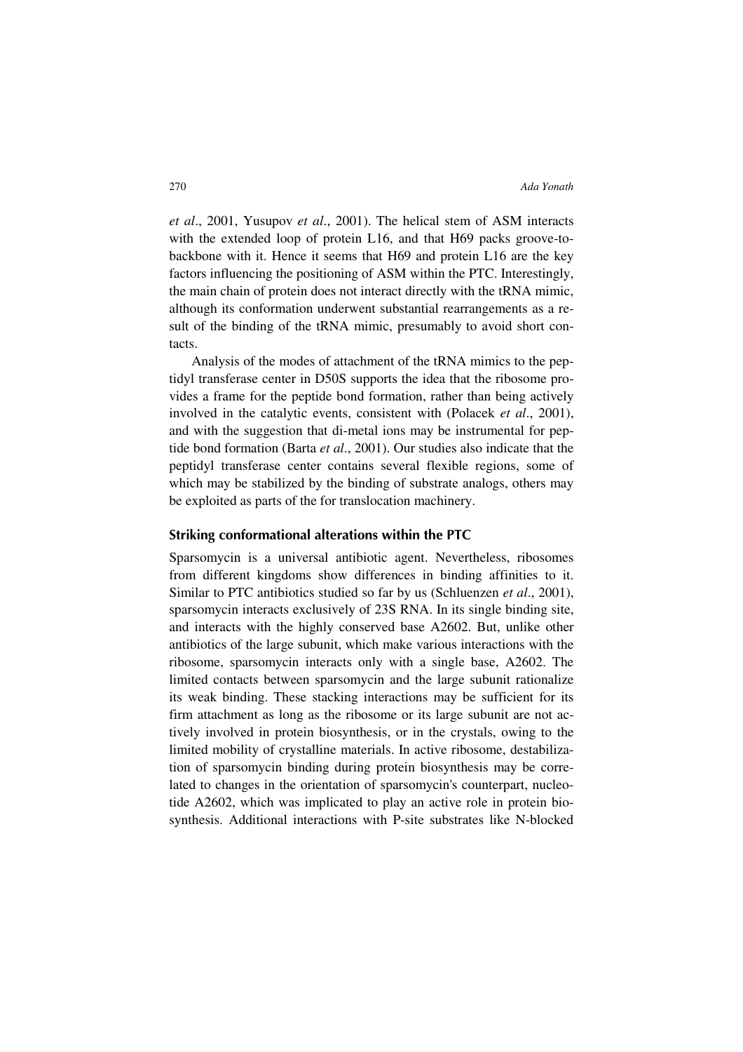*et al*., 2001, Yusupov *et al*., 2001). The helical stem of ASM interacts with the extended loop of protein L16, and that H69 packs groove-to-backbone with it. Hence it seems that H69 and protein L16 are the key factors influencing the positioning of ASM within the PTC. Interestingly, the main chain of protein does not interact directly with the tRNA mimic, although its conformation underwent substantial rearrangements as a result of the binding of the tRNA mimic, presumably to avoid short contacts.

Analysis of the modes of attachment of the tRNA mimics to the peptidyl transferase center in D50S supports the idea that the ribosome provides a frame for the peptide bond formation, rather than being actively involved in the catalytic events, consistent with (Polacek *et al*., 2001), and with the suggestion that di-metal ions may be instrumental for peptide bond formation (Barta *et al*., 2001). Our studies also indicate that the peptidyl transferase center contains several flexible regions, some of which may be stabilized by the binding of substrate analogs, others may be exploited as parts of the for translocation machinery.

### Striking conformational alterations within the PTC

Sparsomycin is a universal antibiotic agent. Nevertheless, ribosomes from different kingdoms show differences in binding affinities to it. Similar to PTC antibiotics studied so far by us (Schluenzen *et al*., 2001), sparsomycin interacts exclusively of 23S RNA. In its single binding site, and interacts with the highly conserved base A2602. But, unlike other antibiotics of the large subunit, which make various interactions with the ribosome, sparsomycin interacts only with a single base, A2602. The limited contacts between sparsomycin and the large subunit rationalize its weak binding. These stacking interactions may be sufficient for its firm attachment as long as the ribosome or its large subunit are not actively involved in protein biosynthesis, or in the crystals, owing to the limited mobility of crystalline materials. In active ribosome, destabilization of sparsomycin binding during protein biosynthesis may be correlated to changes in the orientation of sparsomycin's counterpart, nucleotide A2602, which was implicated to play an active role in protein biosynthesis. Additional interactions with P-site substrates like N-blocked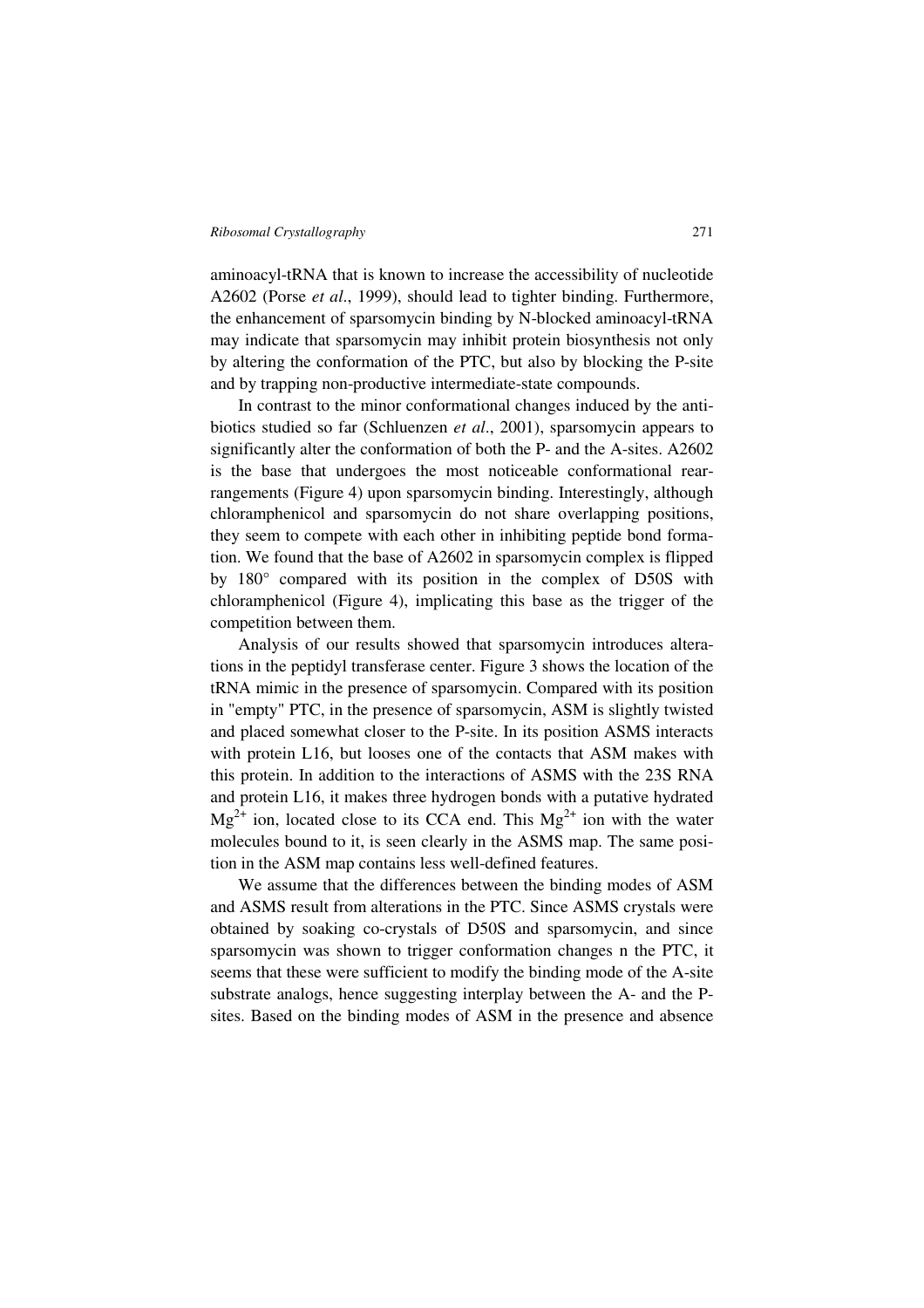aminoacyl-tRNA that is known to increase the accessibility of nucleotide A2602 (Porse *et al*., 1999), should lead to tighter binding. Furthermore, the enhancement of sparsomycin binding by N-blocked aminoacyl-tRNA may indicate that sparsomycin may inhibit protein biosynthesis not only by altering the conformation of the PTC, but also by blocking the P-site and by trapping non-productive intermediate-state compounds.

In contrast to the minor conformational changes induced by the antibiotics studied so far (Schluenzen *et al*., 2001), sparsomycin appears to significantly alter the conformation of both the P- and the A-sites. A2602 is the base that undergoes the most noticeable conformational rearrangements (Figure 4) upon sparsomycin binding. Interestingly, although chloramphenicol and sparsomycin do not share overlapping positions, they seem to compete with each other in inhibiting peptide bond formation. We found that the base of A2602 in sparsomycin complex is flipped by 180° compared with its position in the complex of D50S with chloramphenicol (Figure 4), implicating this base as the trigger of the competition between them.

Analysis of our results showed that sparsomycin introduces alterations in the peptidyl transferase center. Figure 3 shows the location of the tRNA mimic in the presence of sparsomycin. Compared with its position in "empty" PTC, in the presence of sparsomycin, ASM is slightly twisted and placed somewhat closer to the P-site. In its position ASMS interacts with protein L16, but looses one of the contacts that ASM makes with this protein. In addition to the interactions of ASMS with the 23S RNA and protein L16, it makes three hydrogen bonds with a putative hydrated $Mg^{2+}$ ion, located close to its CCA end. This $Mg^{2+}$ ion with the water molecules bound to it, is seen clearly in the ASMS map. The same position in the ASM map contains less well-defined features.

We assume that the differences between the binding modes of ASM and ASMS result from alterations in the PTC. Since ASMS crystals were obtained by soaking co-crystals of D50S and sparsomycin, and since sparsomycin was shown to trigger conformation changes n the PTC, it seems that these were sufficient to modify the binding mode of the A-site substrate analogs, hence suggesting interplay between the A- and the P-sites. Based on the binding modes of ASM in the presence and absence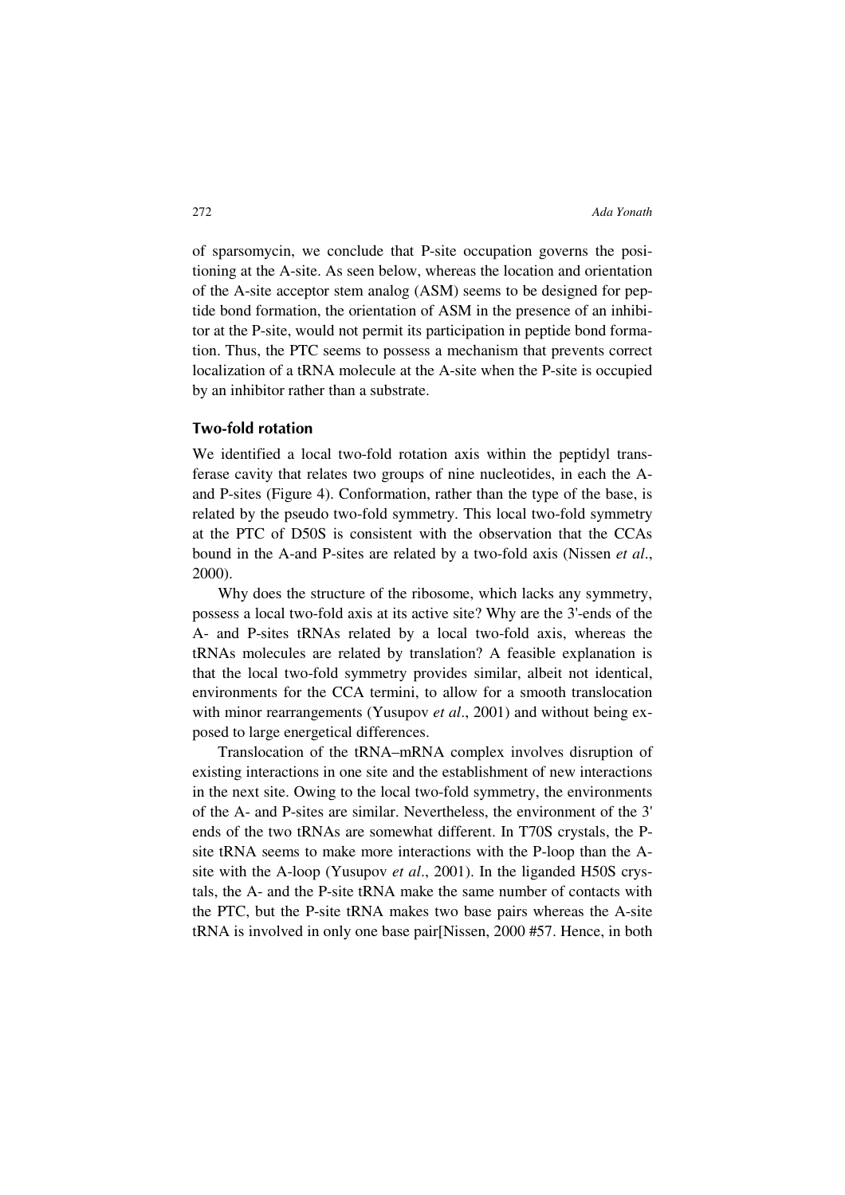of sparsomycin, we conclude that P-site occupation governs the positioning at the A-site. As seen below, whereas the location and orientation of the A-site acceptor stem analog (ASM) seems to be designed for peptide bond formation, the orientation of ASM in the presence of an inhibitor at the P-site, would not permit its participation in peptide bond formation. Thus, the PTC seems to possess a mechanism that prevents correct localization of a tRNA molecule at the A-site when the P-site is occupied by an inhibitor rather than a substrate.

### Two-fold rotation

We identified a local two-fold rotation axis within the peptidyl transferase cavity that relates two groups of nine nucleotides, in each the A- and P-sites (Figure 4). Conformation, rather than the type of the base, is related by the pseudo two-fold symmetry. This local two-fold symmetry at the PTC of D50S is consistent with the observation that the CCAs bound in the A-and P-sites are related by a two-fold axis (Nissen *et al*., 2000).

Why does the structure of the ribosome, which lacks any symmetry, possess a local two-fold axis at its active site? Why are the 3'-ends of the A- and P-sites tRNAs related by a local two-fold axis, whereas the tRNAs molecules are related by translation? A feasible explanation is that the local two-fold symmetry provides similar, albeit not identical, environments for the CCA termini, to allow for a smooth translocation with minor rearrangements (Yusupov *et al*., 2001) and without being exposed to large energetical differences.

Translocation of the tRNA–mRNA complex involves disruption of existing interactions in one site and the establishment of new interactions in the next site. Owing to the local two-fold symmetry, the environments of the A- and P-sites are similar. Nevertheless, the environment of the 3' ends of the two tRNAs are somewhat different. In T70S crystals, the P-site tRNA seems to make more interactions with the P-loop than the A-site with the A-loop (Yusupov *et al*., 2001). In the liganded H50S crystals, the A- and the P-site tRNA make the same number of contacts with the PTC, but the P-site tRNA makes two base pairs whereas the A-site tRNA is involved in only one base pair[Nissen, 2000 #57. Hence, in both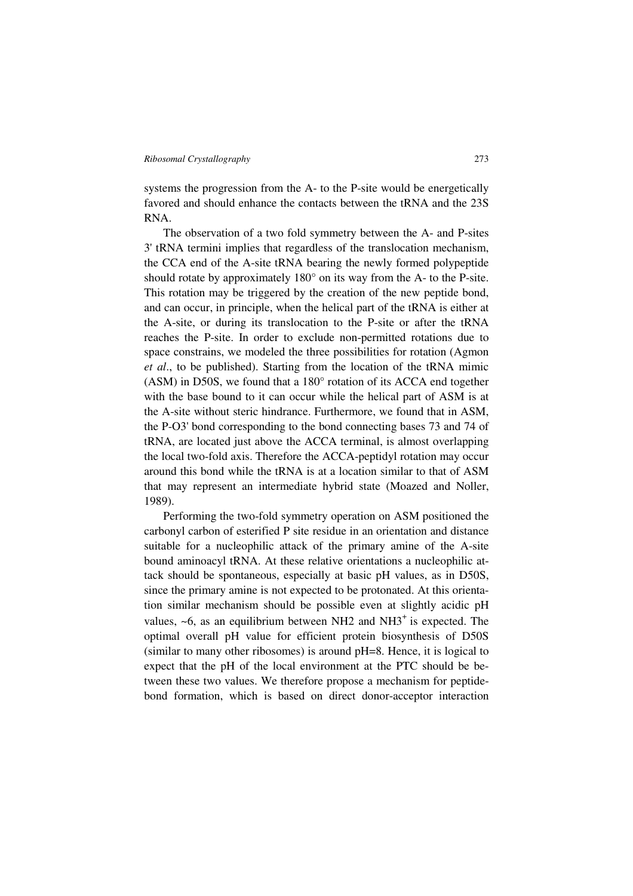systems the progression from the A- to the P-site would be energetically favored and should enhance the contacts between the tRNA and the 23S RNA.

The observation of a two fold symmetry between the A- and P-sites 3' tRNA termini implies that regardless of the translocation mechanism, the CCA end of the A-site tRNA bearing the newly formed polypeptide should rotate by approximately 180° on its way from the A- to the P-site. This rotation may be triggered by the creation of the new peptide bond, and can occur, in principle, when the helical part of the tRNA is either at the A-site, or during its translocation to the P-site or after the tRNA reaches the P-site. In order to exclude non-permitted rotations due to space constrains, we modeled the three possibilities for rotation (Agmon *et al*., to be published). Starting from the location of the tRNA mimic (ASM) in D50S, we found that a 180° rotation of its ACCA end together with the base bound to it can occur while the helical part of ASM is at the A-site without steric hindrance. Furthermore, we found that in ASM, the P-O3' bond corresponding to the bond connecting bases 73 and 74 of tRNA, are located just above the ACCA terminal, is almost overlapping the local two-fold axis. Therefore the ACCA-peptidyl rotation may occur around this bond while the tRNA is at a location similar to that of ASM that may represent an intermediate hybrid state (Moazed and Noller, 1989).

Performing the two-fold symmetry operation on ASM positioned the carbonyl carbon of esterified P site residue in an orientation and distance suitable for a nucleophilic attack of the primary amine of the A-site bound aminoacyl tRNA. At these relative orientations a nucleophilic attack should be spontaneous, especially at basic pH values, as in D50S, since the primary amine is not expected to be protonated. At this orientation similar mechanism should be possible even at slightly acidic pH values, ~6, as an equilibrium between $NH_2$ and $NH_3^+$ is expected. The optimal overall pH value for efficient protein biosynthesis of D50S (similar to many other ribosomes) is around pH=8. Hence, it is logical to expect that the pH of the local environment at the PTC should be between these two values. We therefore propose a mechanism for peptide-bond formation, which is based on direct donor-acceptor interaction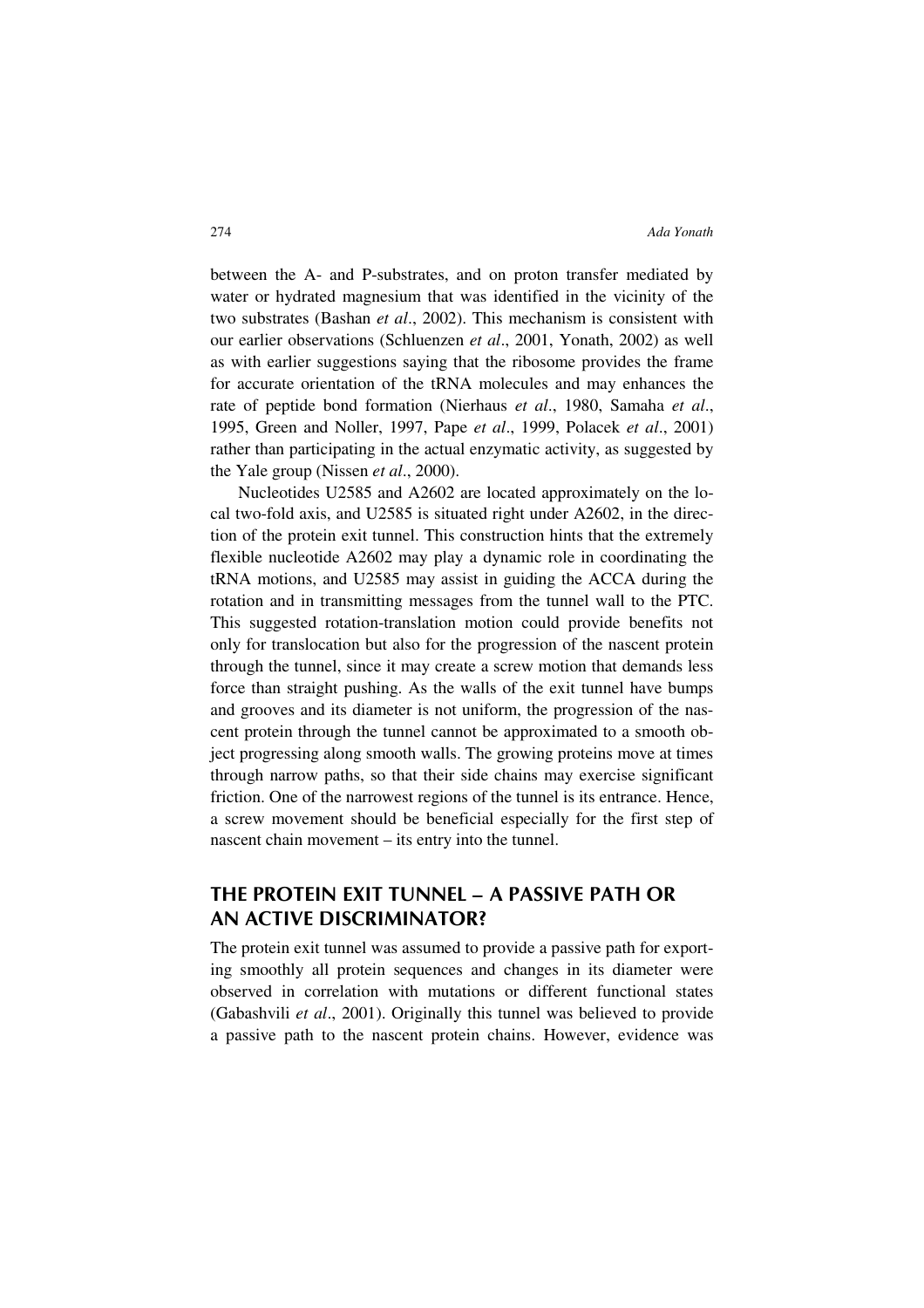between the A- and P-substrates, and on proton transfer mediated by water or hydrated magnesium that was identified in the vicinity of the two substrates (Bashan *et al*., 2002). This mechanism is consistent with our earlier observations (Schluenzen *et al*., 2001, Yonath, 2002) as well as with earlier suggestions saying that the ribosome provides the frame for accurate orientation of the tRNA molecules and may enhances the rate of peptide bond formation (Nierhaus *et al*., 1980, Samaha *et al*., 1995, Green and Noller, 1997, Pape *et al*., 1999, Polacek *et al*., 2001) rather than participating in the actual enzymatic activity, as suggested by the Yale group (Nissen *et al*., 2000).

Nucleotides U2585 and A2602 are located approximately on the local two-fold axis, and U2585 is situated right under A2602, in the direction of the protein exit tunnel. This construction hints that the extremely flexible nucleotide A2602 may play a dynamic role in coordinating the tRNA motions, and U2585 may assist in guiding the ACCA during the rotation and in transmitting messages from the tunnel wall to the PTC. This suggested rotation-translation motion could provide benefits not only for translocation but also for the progression of the nascent protein through the tunnel, since it may create a screw motion that demands less force than straight pushing. As the walls of the exit tunnel have bumps and grooves and its diameter is not uniform, the progression of the nascent protein through the tunnel cannot be approximated to a smooth object progressing along smooth walls. The growing proteins move at times through narrow paths, so that their side chains may exercise significant friction. One of the narrowest regions of the tunnel is its entrance. Hence, a screw movement should be beneficial especially for the first step of nascent chain movement – its entry into the tunnel.

## THE PROTEIN EXIT TUNNEL – A PASSIVE PATH OR AN ACTIVE DISCRIMINATOR?

The protein exit tunnel was assumed to provide a passive path for exporting smoothly all protein sequences and changes in its diameter were observed in correlation with mutations or different functional states (Gabashvili *et al*., 2001). Originally this tunnel was believed to provide a passive path to the nascent protein chains. However, evidence was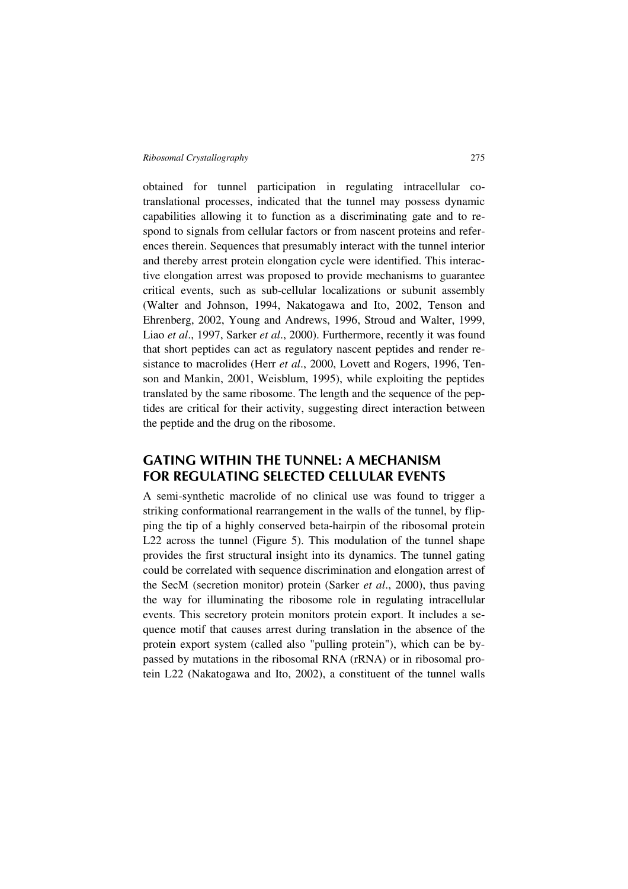obtained for tunnel participation in regulating intracellular co-translational processes, indicated that the tunnel may possess dynamic capabilities allowing it to function as a discriminating gate and to respond to signals from cellular factors or from nascent proteins and references therein. Sequences that presumably interact with the tunnel interior and thereby arrest protein elongation cycle were identified. This interactive elongation arrest was proposed to provide mechanisms to guarantee critical events, such as sub-cellular localizations or subunit assembly (Walter and Johnson, 1994, Nakatogawa and Ito, 2002, Tenson and Ehrenberg, 2002, Young and Andrews, 1996, Stroud and Walter, 1999, Liao *et al*., 1997, Sarker *et al*., 2000). Furthermore, recently it was found that short peptides can act as regulatory nascent peptides and render resistance to macrolides (Herr *et al*., 2000, Lovett and Rogers, 1996, Tenson and Mankin, 2001, Weisblum, 1995), while exploiting the peptides translated by the same ribosome. The length and the sequence of the peptides are critical for their activity, suggesting direct interaction between the peptide and the drug on the ribosome.

## GATING WITHIN THE TUNNEL: A MECHANISM FOR REGULATING SELECTED CELLULAR EVENTS

A semi-synthetic macrolide of no clinical use was found to trigger a striking conformational rearrangement in the walls of the tunnel, by flipping the tip of a highly conserved beta-hairpin of the ribosomal protein L22 across the tunnel (Figure 5). This modulation of the tunnel shape provides the first structural insight into its dynamics. The tunnel gating could be correlated with sequence discrimination and elongation arrest of the SecM (secretion monitor) protein (Sarker *et al*., 2000), thus paving the way for illuminating the ribosome role in regulating intracellular events. This secretory protein monitors protein export. It includes a sequence motif that causes arrest during translation in the absence of the protein export system (called also "pulling protein"), which can be bypassed by mutations in the ribosomal RNA (rRNA) or in ribosomal protein L22 (Nakatogawa and Ito, 2002), a constituent of the tunnel walls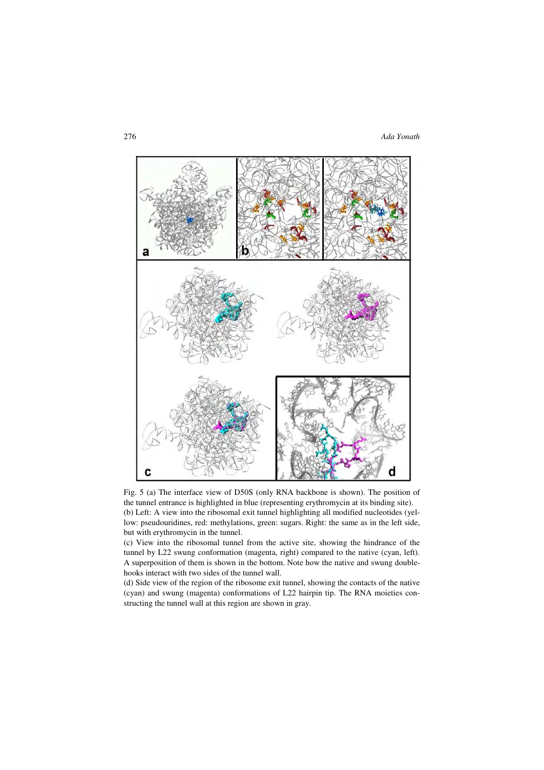Fig. 5 (a) The interface view of D50S (only RNA backbone is shown). The position of the tunnel entrance is highlighted in blue (representing erythromycin at its binding site).
(b) Left: A view into the ribosomal exit tunnel highlighting all modified nucleotides (yellow: pseudouridines, red: methylations, green: sugars. Right: the same as in the left side, but with erythromycin in the tunnel.
(c) View into the ribosomal tunnel from the active site, showing the hindrance of the tunnel by L22 swung conformation (magenta, right) compared to the native (cyan, left). A superposition of them is shown in the bottom. Note how the native and swung double-hooks interact with two sides of the tunnel wall.
(d) Side view of the region of the ribosome exit tunnel, showing the contacts of the native (cyan) and swung (magenta) conformations of L22 hairpin tip. The RNA moieties constructing the tunnel wall at this region are shown in gray.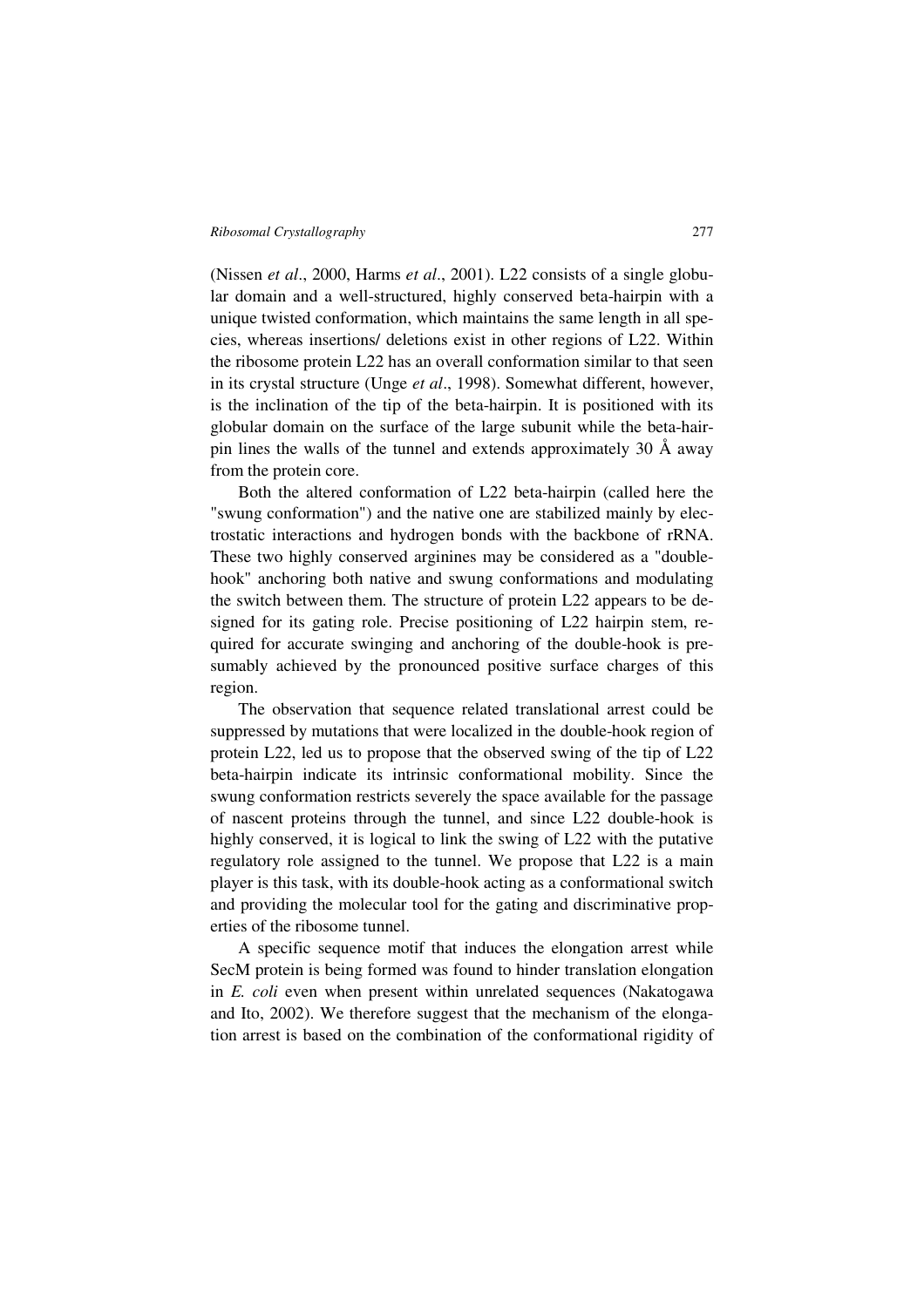(Nissen *et al*., 2000, Harms *et al*., 2001). L22 consists of a single globular domain and a well-structured, highly conserved beta-hairpin with a unique twisted conformation, which maintains the same length in all species, whereas insertions/ deletions exist in other regions of L22. Within the ribosome protein L22 has an overall conformation similar to that seen in its crystal structure (Unge *et al*., 1998). Somewhat different, however, is the inclination of the tip of the beta-hairpin. It is positioned with its globular domain on the surface of the large subunit while the beta-hairpin lines the walls of the tunnel and extends approximately 30 Å away from the protein core.

Both the altered conformation of L22 beta-hairpin (called here the "swung conformation") and the native one are stabilized mainly by electrostatic interactions and hydrogen bonds with the backbone of rRNA. These two highly conserved arginines may be considered as a "double-hook" anchoring both native and swung conformations and modulating the switch between them. The structure of protein L22 appears to be designed for its gating role. Precise positioning of L22 hairpin stem, required for accurate swinging and anchoring of the double-hook is presumably achieved by the pronounced positive surface charges of this region.

The observation that sequence related translational arrest could be suppressed by mutations that were localized in the double-hook region of protein L22, led us to propose that the observed swing of the tip of L22 beta-hairpin indicate its intrinsic conformational mobility. Since the swung conformation restricts severely the space available for the passage of nascent proteins through the tunnel, and since L22 double-hook is highly conserved, it is logical to link the swing of L22 with the putative regulatory role assigned to the tunnel. We propose that L22 is a main player is this task, with its double-hook acting as a conformational switch and providing the molecular tool for the gating and discriminative properties of the ribosome tunnel.

A specific sequence motif that induces the elongation arrest while SecM protein is being formed was found to hinder translation elongation in *E. coli* even when present within unrelated sequences (Nakatogawa and Ito, 2002). We therefore suggest that the mechanism of the elongation arrest is based on the combination of the conformational rigidity of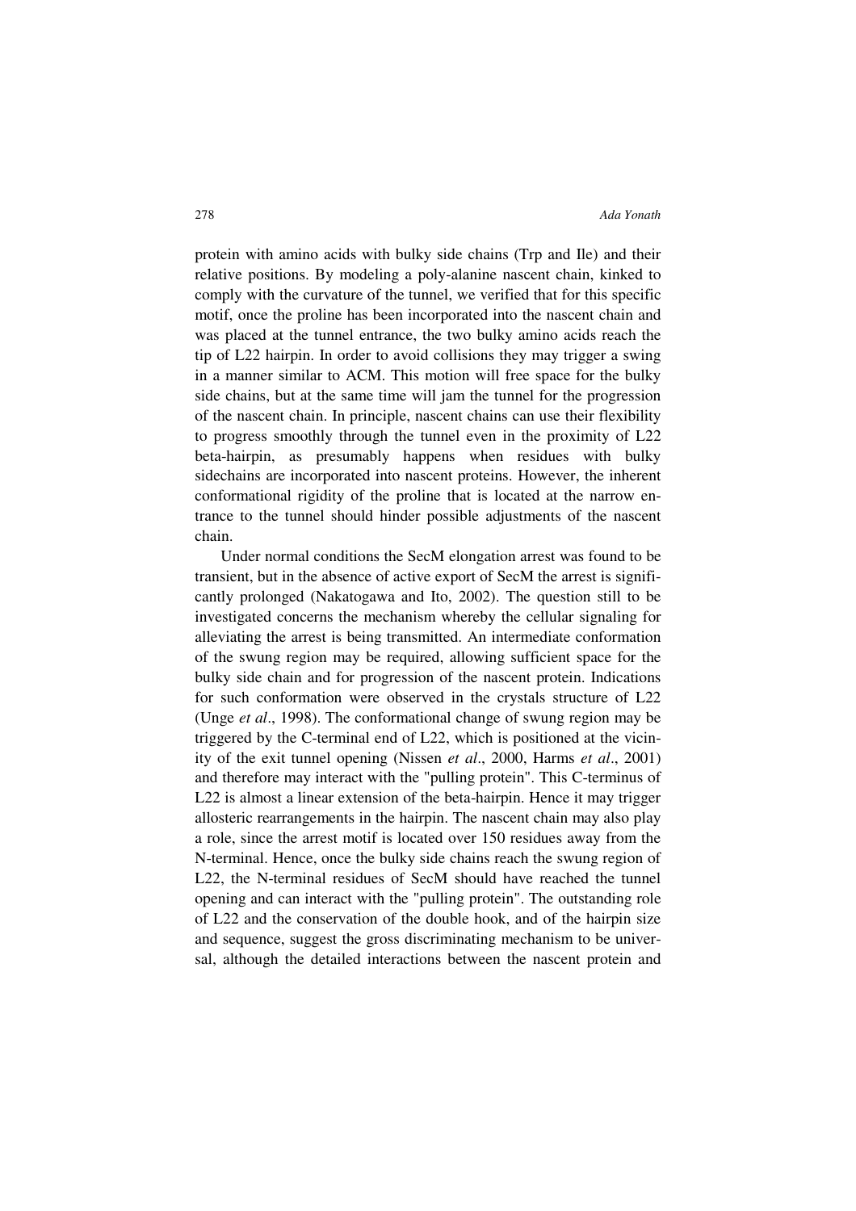protein with amino acids with bulky side chains (Trp and Ile) and their relative positions. By modeling a poly-alanine nascent chain, kinked to comply with the curvature of the tunnel, we verified that for this specific motif, once the proline has been incorporated into the nascent chain and was placed at the tunnel entrance, the two bulky amino acids reach the tip of L22 hairpin. In order to avoid collisions they may trigger a swing in a manner similar to ACM. This motion will free space for the bulky side chains, but at the same time will jam the tunnel for the progression of the nascent chain. In principle, nascent chains can use their flexibility to progress smoothly through the tunnel even in the proximity of L22 beta-hairpin, as presumably happens when residues with bulky sidechains are incorporated into nascent proteins. However, the inherent conformational rigidity of the proline that is located at the narrow entrance to the tunnel should hinder possible adjustments of the nascent chain.

Under normal conditions the SecM elongation arrest was found to be transient, but in the absence of active export of SecM the arrest is significantly prolonged (Nakatogawa and Ito, 2002). The question still to be investigated concerns the mechanism whereby the cellular signaling for alleviating the arrest is being transmitted. An intermediate conformation of the swung region may be required, allowing sufficient space for the bulky side chain and for progression of the nascent protein. Indications for such conformation were observed in the crystals structure of L22 (Unge *et al*., 1998). The conformational change of swung region may be triggered by the C-terminal end of L22, which is positioned at the vicinity of the exit tunnel opening (Nissen *et al*., 2000, Harms *et al*., 2001) and therefore may interact with the "pulling protein". This C-terminus of L22 is almost a linear extension of the beta-hairpin. Hence it may trigger allosteric rearrangements in the hairpin. The nascent chain may also play a role, since the arrest motif is located over 150 residues away from the N-terminal. Hence, once the bulky side chains reach the swung region of L22, the N-terminal residues of SecM should have reached the tunnel opening and can interact with the "pulling protein". The outstanding role of L22 and the conservation of the double hook, and of the hairpin size and sequence, suggest the gross discriminating mechanism to be universal, although the detailed interactions between the nascent protein and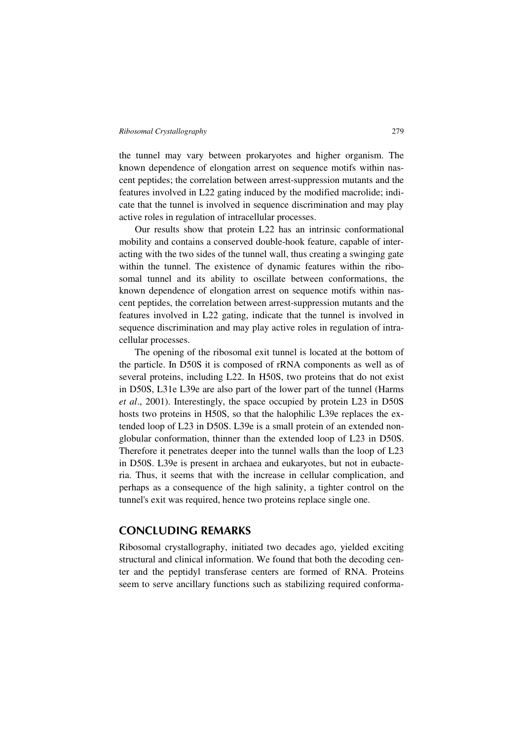the tunnel may vary between prokaryotes and higher organism. The known dependence of elongation arrest on sequence motifs within nascent peptides; the correlation between arrest-suppression mutants and the features involved in L22 gating induced by the modified macrolide; indicate that the tunnel is involved in sequence discrimination and may play active roles in regulation of intracellular processes.

Our results show that protein L22 has an intrinsic conformational mobility and contains a conserved double-hook feature, capable of interacting with the two sides of the tunnel wall, thus creating a swinging gate within the tunnel. The existence of dynamic features within the ribosomal tunnel and its ability to oscillate between conformations, the known dependence of elongation arrest on sequence motifs within nascent peptides, the correlation between arrest-suppression mutants and the features involved in L22 gating, indicate that the tunnel is involved in sequence discrimination and may play active roles in regulation of intracellular processes.

The opening of the ribosomal exit tunnel is located at the bottom of the particle. In D50S it is composed of rRNA components as well as of several proteins, including L22. In H50S, two proteins that do not exist in D50S, L31e L39e are also part of the lower part of the tunnel (Harms *et al*., 2001). Interestingly, the space occupied by protein L23 in D50S hosts two proteins in H50S, so that the halophilic L39e replaces the extended loop of L23 in D50S. L39e is a small protein of an extended non-globular conformation, thinner than the extended loop of L23 in D50S. Therefore it penetrates deeper into the tunnel walls than the loop of L23 in D50S. L39e is present in archaea and eukaryotes, but not in eubacteria. Thus, it seems that with the increase in cellular complication, and perhaps as a consequence of the high salinity, a tighter control on the tunnel's exit was required, hence two proteins replace single one.

## CONCLUDING REMARKS

Ribosomal crystallography, initiated two decades ago, yielded exciting structural and clinical information. We found that both the decoding center and the peptidyl transferase centers are formed of RNA. Proteins seem to serve ancillary functions such as stabilizing required conforma-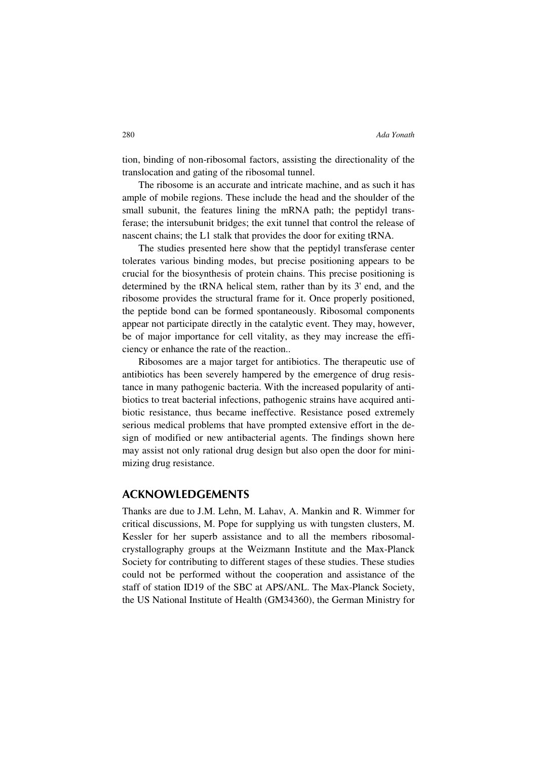tion, binding of non-ribosomal factors, assisting the directionality of the translocation and gating of the ribosomal tunnel.

The ribosome is an accurate and intricate machine, and as such it has ample of mobile regions. These include the head and the shoulder of the small subunit, the features lining the mRNA path; the peptidyl transferase; the intersubunit bridges; the exit tunnel that control the release of nascent chains; the L1 stalk that provides the door for exiting tRNA.

The studies presented here show that the peptidyl transferase center tolerates various binding modes, but precise positioning appears to be crucial for the biosynthesis of protein chains. This precise positioning is determined by the tRNA helical stem, rather than by its 3' end, and the ribosome provides the structural frame for it. Once properly positioned, the peptide bond can be formed spontaneously. Ribosomal components appear not participate directly in the catalytic event. They may, however, be of major importance for cell vitality, as they may increase the efficiency or enhance the rate of the reaction..

Ribosomes are a major target for antibiotics. The therapeutic use of antibiotics has been severely hampered by the emergence of drug resistance in many pathogenic bacteria. With the increased popularity of antibiotics to treat bacterial infections, pathogenic strains have acquired antibiotic resistance, thus became ineffective. Resistance posed extremely serious medical problems that have prompted extensive effort in the design of modified or new antibacterial agents. The findings shown here may assist not only rational drug design but also open the door for minimizing drug resistance.

## ACKNOWLEDGEMENTS

Thanks are due to J.M. Lehn, M. Lahav, A. Mankin and R. Wimmer for critical discussions, M. Pope for supplying us with tungsten clusters, M. Kessler for her superb assistance and to all the members ribosomal-crystallography groups at the Weizmann Institute and the Max-Planck Society for contributing to different stages of these studies. These studies could not be performed without the cooperation and assistance of the staff of station ID19 of the SBC at APS/ANL. The Max-Planck Society, the US National Institute of Health (GM34360), the German Ministry for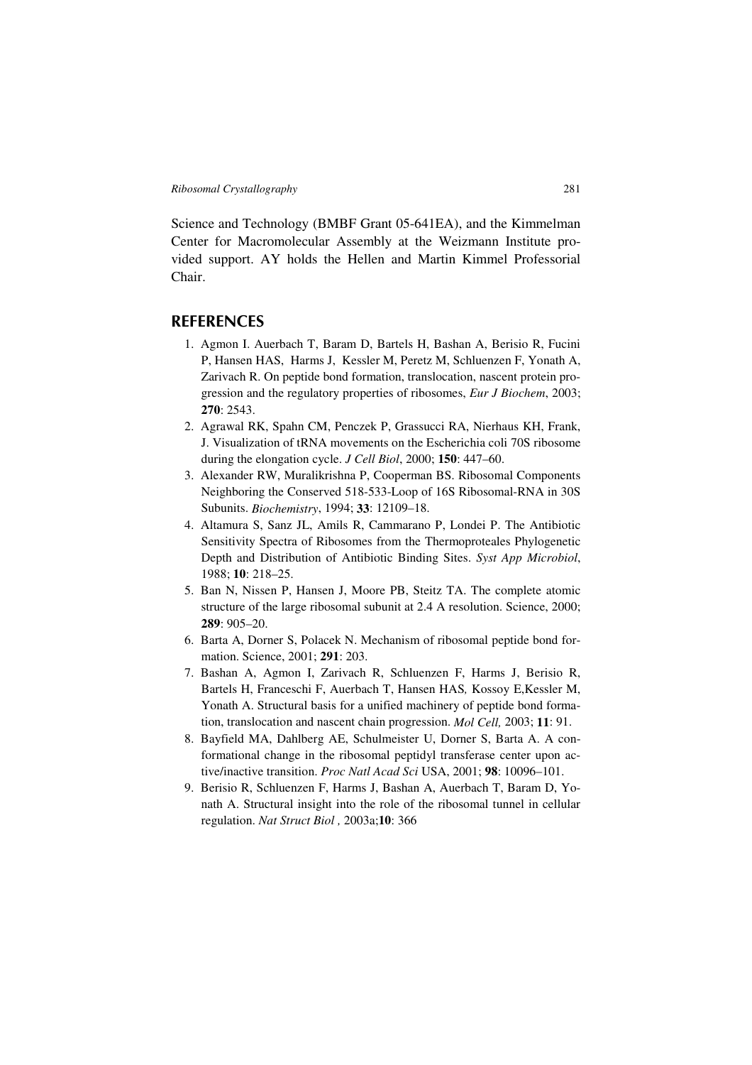Science and Technology (BMBF Grant 05-641EA), and the Kimmelman Center for Macromolecular Assembly at the Weizmann Institute provided support. AY holds the Hellen and Martin Kimmel Professorial Chair.

## REFERENCES

1. Agmon I. Auerbach T, Baram D, Bartels H, Bashan A, Berisio R, Fucini P, Hansen HAS, Harms J, Kessler M, Peretz M, Schluenzen F, Yonath A, Zarivach R. On peptide bond formation, translocation, nascent protein progression and the regulatory properties of ribosomes, *Eur J Biochem*, 2003; **270**: 2543.
2. Agrawal RK, Spahn CM, Penczek P, Grassucci RA, Nierhaus KH, Frank, J. Visualization of tRNA movements on the Escherichia coli 70S ribosome during the elongation cycle. *J Cell Biol*, 2000; **150**: 447–60.
3. Alexander RW, Muralikrishna P, Cooperman BS. Ribosomal Components Neighboring the Conserved 518-533-Loop of 16S Ribosomal-RNA in 30S Subunits. *Biochemistry*, 1994; **33**: 12109–18.
4. Altamura S, Sanz JL, Amils R, Cammarano P, Londei P. The Antibiotic Sensitivity Spectra of Ribosomes from the Thermoproteales Phylogenetic Depth and Distribution of Antibiotic Binding Sites. *Syst App Microbiol*, 1988; **10**: 218–25.
5. Ban N, Nissen P, Hansen J, Moore PB, Steitz TA. The complete atomic structure of the large ribosomal subunit at 2.4 A resolution. Science, 2000; **289**: 905–20.
6. Barta A, Dorner S, Polacek N. Mechanism of ribosomal peptide bond formation. Science, 2001; **291**: 203.
7. Bashan A, Agmon I, Zarivach R, Schluenzen F, Harms J, Berisio R, Bartels H, Franceschi F, Auerbach T, Hansen HAS*,* Kossoy E,Kessler M, Yonath A. Structural basis for a unified machinery of peptide bond formation, translocation and nascent chain progression. *Mol Cell,* 2003; **11**: 91.
8. Bayfield MA, Dahlberg AE, Schulmeister U, Dorner S, Barta A. A conformational change in the ribosomal peptidyl transferase center upon active/inactive transition. *Proc Natl Acad Sci* USA, 2001; **98**: 10096–101.
9. Berisio R, Schluenzen F, Harms J, Bashan A, Auerbach T, Baram D, Yonath A. Structural insight into the role of the ribosomal tunnel in cellular regulation. *Nat Struct Biol ,* 2003a;**10**: 366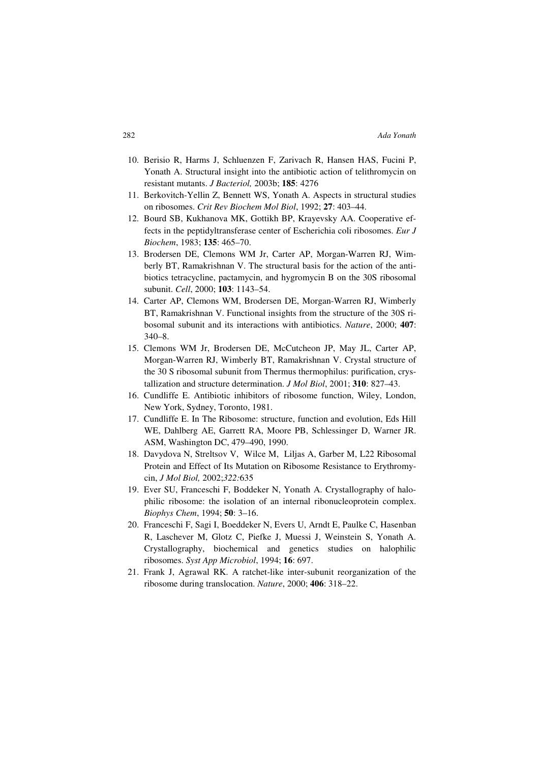10. Berisio R, Harms J, Schluenzen F, Zarivach R, Hansen HAS, Fucini P, Yonath A. Structural insight into the antibiotic action of telithromycin on resistant mutants. *J Bacteriol,* 2003b; **185**: 4276
11. Berkovitch-Yellin Z, Bennett WS, Yonath A. Aspects in structural studies on ribosomes. *Crit Rev Biochem Mol Biol*, 1992; **27**: 403–44.
12. Bourd SB, Kukhanova MK, Gottikh BP, Krayevsky AA. Cooperative effects in the peptidyltransferase center of Escherichia coli ribosomes. *Eur J Biochem*, 1983; **135**: 465–70.
13. Brodersen DE, Clemons WM Jr, Carter AP, Morgan-Warren RJ, Wimberly BT, Ramakrishnan V. The structural basis for the action of the antibiotics tetracycline, pactamycin, and hygromycin B on the 30S ribosomal subunit. *Cell*, 2000; **103**: 1143–54.
14. Carter AP, Clemons WM, Brodersen DE, Morgan-Warren RJ, Wimberly BT, Ramakrishnan V. Functional insights from the structure of the 30S ribosomal subunit and its interactions with antibiotics. *Nature*, 2000; **407**: 340–8.
15. Clemons WM Jr, Brodersen DE, McCutcheon JP, May JL, Carter AP, Morgan-Warren RJ, Wimberly BT, Ramakrishnan V. Crystal structure of the 30 S ribosomal subunit from Thermus thermophilus: purification, crystallization and structure determination. *J Mol Biol*, 2001; **310**: 827–43.
16. Cundliffe E. Antibiotic inhibitors of ribosome function, Wiley, London, New York, Sydney, Toronto, 1981.
17. Cundliffe E. In The Ribosome: structure, function and evolution, Eds Hill WE, Dahlberg AE, Garrett RA, Moore PB, Schlessinger D, Warner JR. ASM, Washington DC, 479–490, 1990.
18. Davydova N, Streltsov V, Wilce M, Liljas A, Garber M, L22 Ribosomal Protein and Effect of Its Mutation on Ribosome Resistance to Erythromycin, *J Mol Biol,* 2002;*322:*635
19. Ever SU, Franceschi F, Boddeker N, Yonath A. Crystallography of halophilic ribosome: the isolation of an internal ribonucleoprotein complex. *Biophys Chem*, 1994; **50**: 3–16.
20. Franceschi F, Sagi I, Boeddeker N, Evers U, Arndt E, Paulke C, Hasenban R, Laschever M, Glotz C, Piefke J, Muessi J, Weinstein S, Yonath A. Crystallography, biochemical and genetics studies on halophilic ribosomes. *Syst App Microbiol*, 1994; **16**: 697.
21. Frank J, Agrawal RK. A ratchet-like inter-subunit reorganization of the ribosome during translocation. *Nature*, 2000; **406**: 318–22.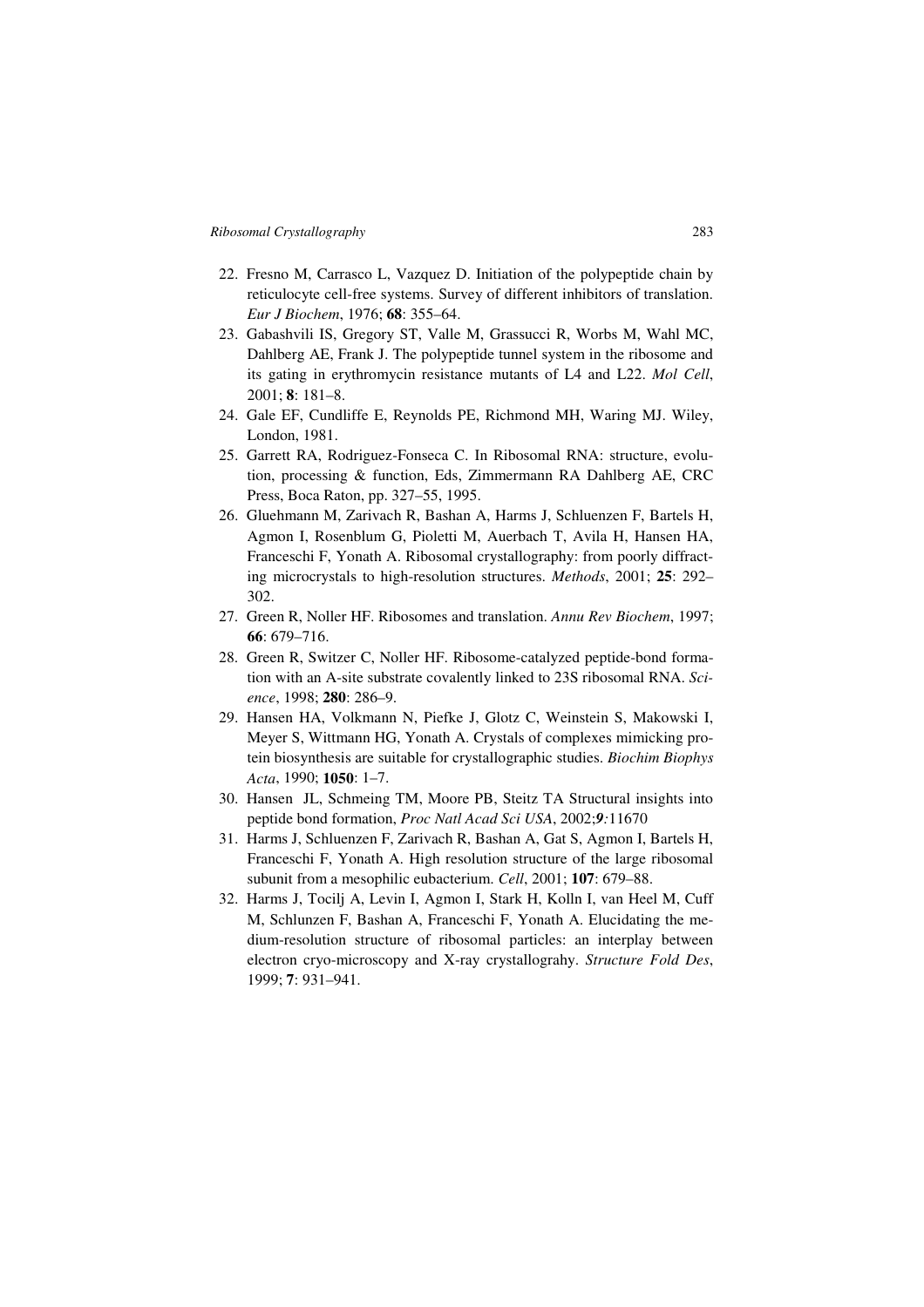22. Fresno M, Carrasco L, Vazquez D. Initiation of the polypeptide chain by reticulocyte cell-free systems. Survey of different inhibitors of translation. *Eur J Biochem*, 1976; **68**: 355–64.
23. Gabashvili IS, Gregory ST, Valle M, Grassucci R, Worbs M, Wahl MC, Dahlberg AE, Frank J. The polypeptide tunnel system in the ribosome and its gating in erythromycin resistance mutants of L4 and L22. *Mol Cell*, 2001; **8**: 181–8.
24. Gale EF, Cundliffe E, Reynolds PE, Richmond MH, Waring MJ. Wiley, London, 1981.
25. Garrett RA, Rodriguez-Fonseca C. In Ribosomal RNA: structure, evolution, processing & function, Eds, Zimmermann RA Dahlberg AE, CRC Press, Boca Raton, pp. 327–55, 1995.
26. Gluehmann M, Zarivach R, Bashan A, Harms J, Schluenzen F, Bartels H, Agmon I, Rosenblum G, Pioletti M, Auerbach T, Avila H, Hansen HA, Franceschi F, Yonath A. Ribosomal crystallography: from poorly diffracting microcrystals to high-resolution structures. *Methods*, 2001; **25**: 292–302.
27. Green R, Noller HF. Ribosomes and translation. *Annu Rev Biochem*, 1997; **66**: 679–716.
28. Green R, Switzer C, Noller HF. Ribosome-catalyzed peptide-bond formation with an A-site substrate covalently linked to 23S ribosomal RNA. *Science*, 1998; **280**: 286–9.
29. Hansen HA, Volkmann N, Piefke J, Glotz C, Weinstein S, Makowski I, Meyer S, Wittmann HG, Yonath A. Crystals of complexes mimicking protein biosynthesis are suitable for crystallographic studies. *Biochim Biophys Acta*, 1990; **1050**: 1–7.
30. Hansen JL, Schmeing TM, Moore PB, Steitz TA Structural insights into peptide bond formation, *Proc Natl Acad Sci USA*, 2002;***9***:11670
31. Harms J, Schluenzen F, Zarivach R, Bashan A, Gat S, Agmon I, Bartels H, Franceschi F, Yonath A. High resolution structure of the large ribosomal subunit from a mesophilic eubacterium. *Cell*, 2001; **107**: 679–88.
32. Harms J, Tocilj A, Levin I, Agmon I, Stark H, Kolln I, van Heel M, Cuff M, Schlunzen F, Bashan A, Franceschi F, Yonath A. Elucidating the medium-resolution structure of ribosomal particles: an interplay between electron cryo-microscopy and X-ray crystallograhy. *Structure Fold Des*, 1999; **7**: 931–941.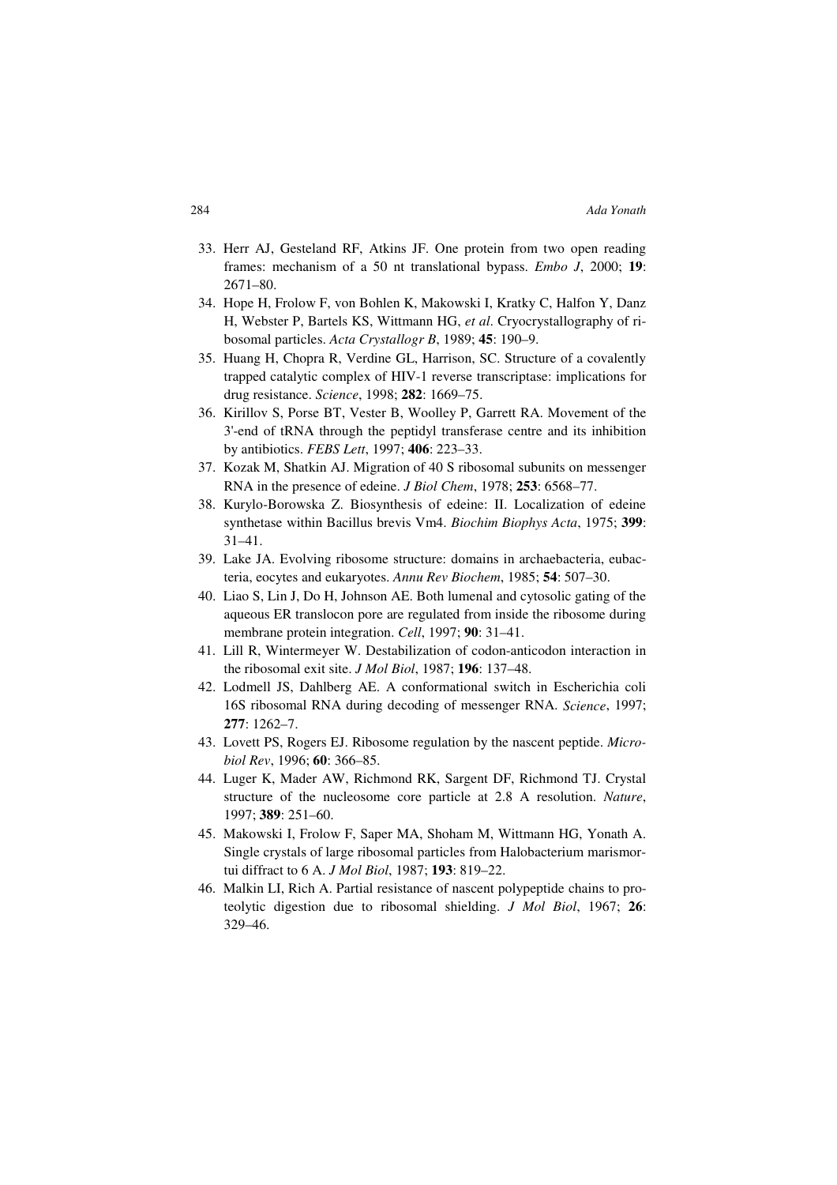33. Herr AJ, Gesteland RF, Atkins JF. One protein from two open reading frames: mechanism of a 50 nt translational bypass. *Embo J*, 2000; **19**: 2671–80.
34. Hope H, Frolow F, von Bohlen K, Makowski I, Kratky C, Halfon Y, Danz H, Webster P, Bartels KS, Wittmann HG, *et al*. Cryocrystallography of ribosomal particles. *Acta Crystallogr B*, 1989; **45**: 190–9.
35. Huang H, Chopra R, Verdine GL, Harrison, SC. Structure of a covalently trapped catalytic complex of HIV-1 reverse transcriptase: implications for drug resistance. *Science*, 1998; **282**: 1669–75.
36. Kirillov S, Porse BT, Vester B, Woolley P, Garrett RA. Movement of the 3'-end of tRNA through the peptidyl transferase centre and its inhibition by antibiotics. *FEBS Lett*, 1997; **406**: 223–33.
37. Kozak M, Shatkin AJ. Migration of 40 S ribosomal subunits on messenger RNA in the presence of edeine. *J Biol Chem*, 1978; **253**: 6568–77.
38. Kurylo-Borowska Z. Biosynthesis of edeine: II. Localization of edeine synthetase within Bacillus brevis Vm4. *Biochim Biophys Acta*, 1975; **399**: 31–41.
39. Lake JA. Evolving ribosome structure: domains in archaebacteria, eubacteria, eocytes and eukaryotes. *Annu Rev Biochem*, 1985; **54**: 507–30.
40. Liao S, Lin J, Do H, Johnson AE. Both lumenal and cytosolic gating of the aqueous ER translocon pore are regulated from inside the ribosome during membrane protein integration. *Cell*, 1997; **90**: 31–41.
41. Lill R, Wintermeyer W. Destabilization of codon-anticodon interaction in the ribosomal exit site. *J Mol Biol*, 1987; **196**: 137–48.
42. Lodmell JS, Dahlberg AE. A conformational switch in Escherichia coli 16S ribosomal RNA during decoding of messenger RNA. *Science*, 1997; **277**: 1262–7.
43. Lovett PS, Rogers EJ. Ribosome regulation by the nascent peptide. *Microbiol Rev*, 1996; **60**: 366–85.
44. Luger K, Mader AW, Richmond RK, Sargent DF, Richmond TJ. Crystal structure of the nucleosome core particle at 2.8 A resolution. *Nature*, 1997; **389**: 251–60.
45. Makowski I, Frolow F, Saper MA, Shoham M, Wittmann HG, Yonath A. Single crystals of large ribosomal particles from Halobacterium marismortui diffract to 6 A. *J Mol Biol*, 1987; **193**: 819–22.
46. Malkin LI, Rich A. Partial resistance of nascent polypeptide chains to proteolytic digestion due to ribosomal shielding. *J Mol Biol*, 1967; **26**: 329–46.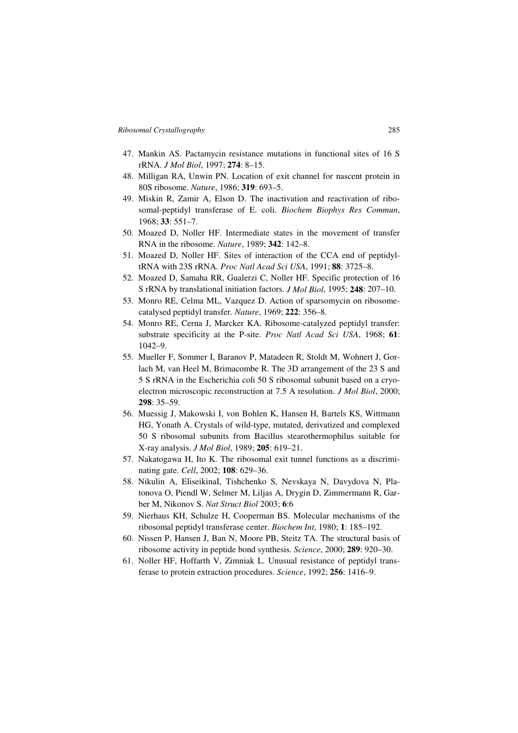47. Mankin AS. Pactamycin resistance mutations in functional sites of 16 S rRNA. *J Mol Biol*, 1997; **274**: 8–15.
48. Milligan RA, Unwin PN. Location of exit channel for nascent protein in 80S ribosome. *Nature*, 1986; **319**: 693–5.
49. Miskin R, Zamir A, Elson D. The inactivation and reactivation of ribosomal-peptidyl transferase of E. coli. *Biochem Biophys Res Commun*, 1968; **33**: 551–7.
50. Moazed D, Noller HF. Intermediate states in the movement of transfer RNA in the ribosome. *Nature*, 1989; **342**: 142–8.
51. Moazed D, Noller HF. Sites of interaction of the CCA end of peptidyl-tRNA with 23S rRNA. *Proc Natl Acad Sci USA*, 1991; **88**: 3725–8.
52. Moazed D, Samaha RR, Gualerzi C, Noller HF. Specific protection of 16 S rRNA by translational initiation factors. *J Mol Biol*, 1995; **248**: 207–10.
53. Monro RE, Celma ML, Vazquez D. Action of sparsomycin on ribosome-catalysed peptidyl transfer. *Nature*, 1969; **222**: 356–8.
54. Monro RE, Cerna J, Marcker KA. Ribosome-catalyzed peptidyl transfer: substrate specificity at the P-site. *Proc Natl Acad Sci USA*, 1968; **61**: 1042–9.
55. Mueller F, Sommer I, Baranov P, Matadeen R, Stoldt M, Wohnert J, Gorlach M, van Heel M, Brimacombe R. The 3D arrangement of the 23 S and 5 S rRNA in the Escherichia coli 50 S ribosomal subunit based on a cryo-electron microscopic reconstruction at 7.5 A resolution. *J Mol Biol*, 2000; **298**: 35–59.
56. Muessig J, Makowski I, von Bohlen K, Hansen H, Bartels KS, Wittmann HG, Yonath A. Crystals of wild-type, mutated, derivatized and complexed 50 S ribosomal subunits from Bacillus stearothermophilus suitable for X-ray analysis. *J Mol Biol*, 1989; **205**: 619–21.
57. Nakatogawa H, Ito K. The ribosomal exit tunnel functions as a discriminating gate. *Cell*, 2002; **108**: 629–36.
58. Nikulin A, EliseikinaI, Tishchenko S, Nevskaya N, Davydova N, Platonova O, Piendl W, Selmer M, Liljas A, Drygin D, Zimmermann R, Garber M, Nikonov S. *Nat Struct Biol* 2003; **6**:6
59. Nierhaus KH, Schulze H, Cooperman BS. Molecular mechanisms of the ribosomal peptidyl transferase center. *Biochem Int*, 1980; **1**: 185–192.
60. Nissen P, Hansen J, Ban N, Moore PB, Steitz TA. The structural basis of ribosome activity in peptide bond synthesis. *Science*, 2000; **289**: 920–30.
61. Noller HF, Hoffarth V, Zimniak L. Unusual resistance of peptidyl transferase to protein extraction procedures. *Science*, 1992; **256**: 1416–9.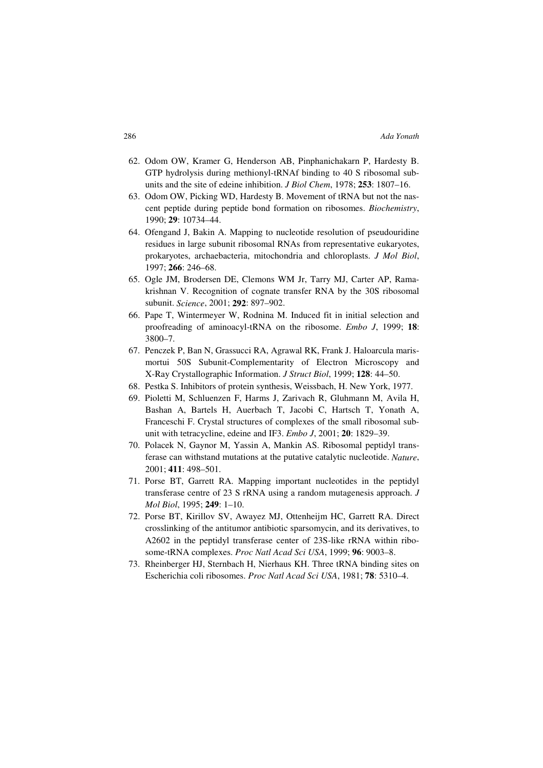62. Odom OW, Kramer G, Henderson AB, Pinphanichakarn P, Hardesty B. GTP hydrolysis during methionyl-tRNAf binding to 40 S ribosomal subunits and the site of edeine inhibition. *J Biol Chem*, 1978; **253**: 1807–16.
63. Odom OW, Picking WD, Hardesty B. Movement of tRNA but not the nascent peptide during peptide bond formation on ribosomes. *Biochemistry*, 1990; **29**: 10734–44.
64. Ofengand J, Bakin A. Mapping to nucleotide resolution of pseudouridine residues in large subunit ribosomal RNAs from representative eukaryotes, prokaryotes, archaebacteria, mitochondria and chloroplasts. *J Mol Biol*, 1997; **266**: 246–68.
65. Ogle JM, Brodersen DE, Clemons WM Jr, Tarry MJ, Carter AP, Ramakrishnan V. Recognition of cognate transfer RNA by the 30S ribosomal subunit. *Science*, 2001; **292**: 897–902.
66. Pape T, Wintermeyer W, Rodnina M. Induced fit in initial selection and proofreading of aminoacyl-tRNA on the ribosome. *Embo J*, 1999; **18**: 3800–7.
67. Penczek P, Ban N, Grassucci RA, Agrawal RK, Frank J. Haloarcula marismortui 50S Subunit-Complementarity of Electron Microscopy and X-Ray Crystallographic Information. *J Struct Biol*, 1999; **128**: 44–50.
68. Pestka S. Inhibitors of protein synthesis, Weissbach, H. New York, 1977.
69. Pioletti M, Schluenzen F, Harms J, Zarivach R, Gluhmann M, Avila H, Bashan A, Bartels H, Auerbach T, Jacobi C, Hartsch T, Yonath A, Franceschi F. Crystal structures of complexes of the small ribosomal subunit with tetracycline, edeine and IF3. *Embo J*, 2001; **20**: 1829–39.
70. Polacek N, Gaynor M, Yassin A, Mankin AS. Ribosomal peptidyl transferase can withstand mutations at the putative catalytic nucleotide. *Nature*, 2001; **411**: 498–501.
71. Porse BT, Garrett RA. Mapping important nucleotides in the peptidyl transferase centre of 23 S rRNA using a random mutagenesis approach. *J Mol Biol*, 1995; **249**: 1–10.
72. Porse BT, Kirillov SV, Awayez MJ, Ottenheijm HC, Garrett RA. Direct crosslinking of the antitumor antibiotic sparsomycin, and its derivatives, to A2602 in the peptidyl transferase center of 23S-like rRNA within ribosome-tRNA complexes. *Proc Natl Acad Sci USA*, 1999; **96**: 9003–8.
73. Rheinberger HJ, Sternbach H, Nierhaus KH. Three tRNA binding sites on Escherichia coli ribosomes. *Proc Natl Acad Sci USA*, 1981; **78**: 5310–4.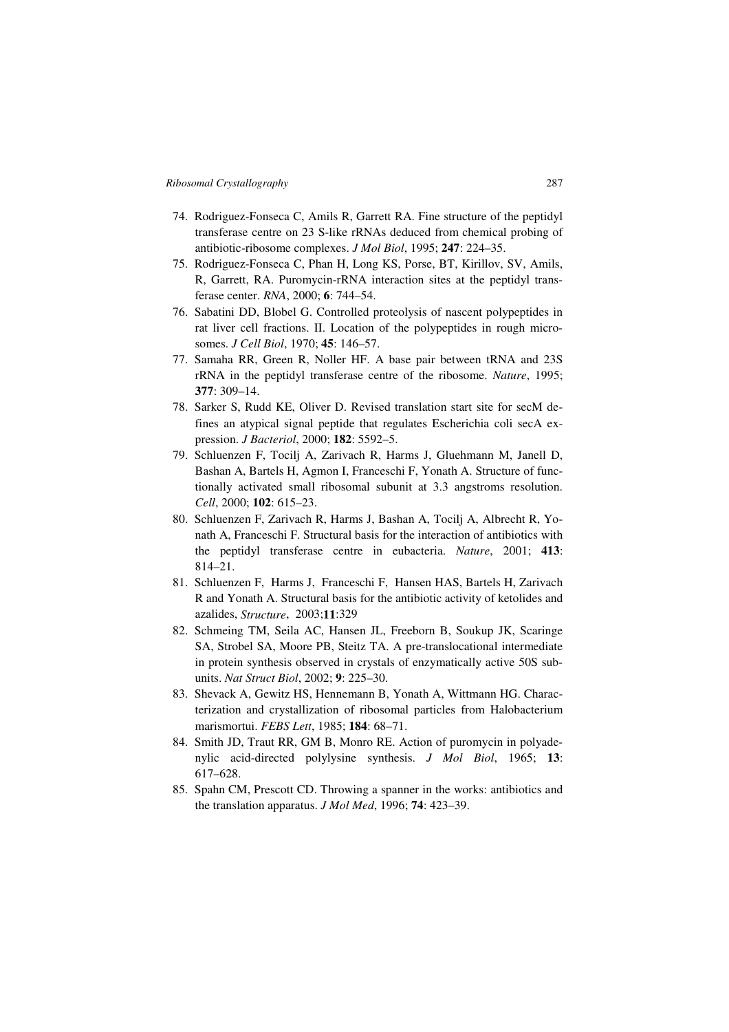74. Rodriguez-Fonseca C, Amils R, Garrett RA. Fine structure of the peptidyl transferase centre on 23 S-like rRNAs deduced from chemical probing of antibiotic-ribosome complexes. *J Mol Biol*, 1995; **247**: 224–35.
75. Rodriguez-Fonseca C, Phan H, Long KS, Porse, BT, Kirillov, SV, Amils, R, Garrett, RA. Puromycin-rRNA interaction sites at the peptidyl transferase center. *RNA*, 2000; **6**: 744–54.
76. Sabatini DD, Blobel G. Controlled proteolysis of nascent polypeptides in rat liver cell fractions. II. Location of the polypeptides in rough microsomes. *J Cell Biol*, 1970; **45**: 146–57.
77. Samaha RR, Green R, Noller HF. A base pair between tRNA and 23S rRNA in the peptidyl transferase centre of the ribosome. *Nature*, 1995; **377**: 309–14.
78. Sarker S, Rudd KE, Oliver D. Revised translation start site for secM defines an atypical signal peptide that regulates Escherichia coli secA expression. *J Bacteriol*, 2000; **182**: 5592–5.
79. Schluenzen F, Tocilj A, Zarivach R, Harms J, Gluehmann M, Janell D, Bashan A, Bartels H, Agmon I, Franceschi F, Yonath A. Structure of functionally activated small ribosomal subunit at 3.3 angstroms resolution. *Cell*, 2000; **102**: 615–23.
80. Schluenzen F, Zarivach R, Harms J, Bashan A, Tocilj A, Albrecht R, Yonath A, Franceschi F. Structural basis for the interaction of antibiotics with the peptidyl transferase centre in eubacteria. *Nature*, 2001; **413**: 814–21.
81. Schluenzen F, Harms J, Franceschi F, Hansen HAS, Bartels H, Zarivach R and Yonath A. Structural basis for the antibiotic activity of ketolides and azalides, *Structure*, 2003;**11**:329
82. Schmeing TM, Seila AC, Hansen JL, Freeborn B, Soukup JK, Scaringe SA, Strobel SA, Moore PB, Steitz TA. A pre-translocational intermediate in protein synthesis observed in crystals of enzymatically active 50S subunits. *Nat Struct Biol*, 2002; **9**: 225–30.
83. Shevack A, Gewitz HS, Hennemann B, Yonath A, Wittmann HG. Characterization and crystallization of ribosomal particles from Halobacterium marismortui. *FEBS Lett*, 1985; **184**: 68–71.
84. Smith JD, Traut RR, GM B, Monro RE. Action of puromycin in polyadenylic acid-directed polylysine synthesis. *J Mol Biol*, 1965; **13**: 617–628.
85. Spahn CM, Prescott CD. Throwing a spanner in the works: antibiotics and the translation apparatus. *J Mol Med*, 1996; **74**: 423–39.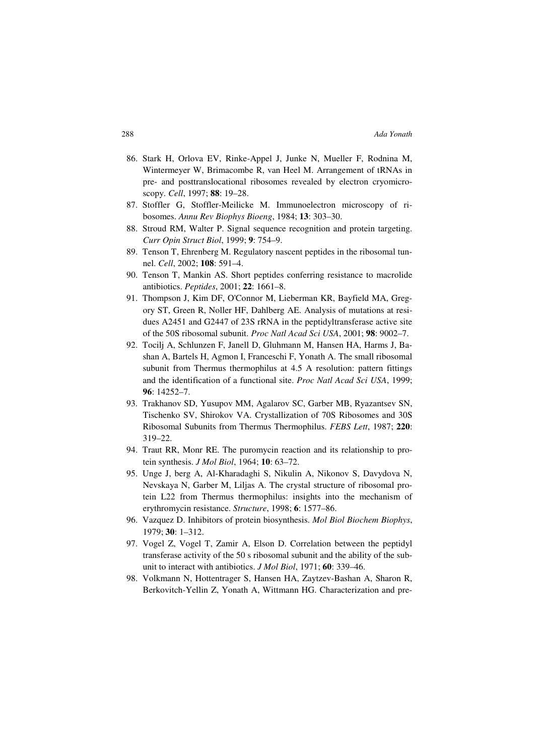86. Stark H, Orlova EV, Rinke-Appel J, Junke N, Mueller F, Rodnina M, Wintermeyer W, Brimacombe R, van Heel M. Arrangement of tRNAs in pre- and posttranslocational ribosomes revealed by electron cryomicroscopy. *Cell*, 1997; **88**: 19–28.
87. Stoffler G, Stoffler-Meilicke M. Immunoelectron microscopy of ribosomes. *Annu Rev Biophys Bioeng*, 1984; **13**: 303–30.
88. Stroud RM, Walter P. Signal sequence recognition and protein targeting. *Curr Opin Struct Biol*, 1999; **9**: 754–9.
89. Tenson T, Ehrenberg M. Regulatory nascent peptides in the ribosomal tunnel. *Cell*, 2002; **108**: 591–4.
90. Tenson T, Mankin AS. Short peptides conferring resistance to macrolide antibiotics. *Peptides*, 2001; **22**: 1661–8.
91. Thompson J, Kim DF, O'Connor M, Lieberman KR, Bayfield MA, Gregory ST, Green R, Noller HF, Dahlberg AE. Analysis of mutations at residues A2451 and G2447 of 23S rRNA in the peptidyltransferase active site of the 50S ribosomal subunit. *Proc Natl Acad Sci USA*, 2001; **98**: 9002–7.
92. Tocilj A, Schlunzen F, Janell D, Gluhmann M, Hansen HA, Harms J, Bashan A, Bartels H, Agmon I, Franceschi F, Yonath A. The small ribosomal subunit from Thermus thermophilus at 4.5 A resolution: pattern fittings and the identification of a functional site. *Proc Natl Acad Sci USA*, 1999; **96**: 14252–7.
93. Trakhanov SD, Yusupov MM, Agalarov SC, Garber MB, Ryazantsev SN, Tischenko SV, Shirokov VA. Crystallization of 70S Ribosomes and 30S Ribosomal Subunits from Thermus Thermophilus. *FEBS Lett*, 1987; **220**: 319–22.
94. Traut RR, Monr RE. The puromycin reaction and its relationship to protein synthesis. *J Mol Biol*, 1964; **10**: 63–72.
95. Unge J, berg A, Al-Kharadaghi S, Nikulin A, Nikonov S, Davydova N, Nevskaya N, Garber M, Liljas A. The crystal structure of ribosomal protein L22 from Thermus thermophilus: insights into the mechanism of erythromycin resistance. *Structure*, 1998; **6**: 1577–86.
96. Vazquez D. Inhibitors of protein biosynthesis. *Mol Biol Biochem Biophys*, 1979; **30**: 1–312.
97. Vogel Z, Vogel T, Zamir A, Elson D. Correlation between the peptidyl transferase activity of the 50 s ribosomal subunit and the ability of the subunit to interact with antibiotics. *J Mol Biol*, 1971; **60**: 339–46.
98. Volkmann N, Hottentrager S, Hansen HA, Zaytzev-Bashan A, Sharon R, Berkovitch-Yellin Z, Yonath A, Wittmann HG. Characterization and pre-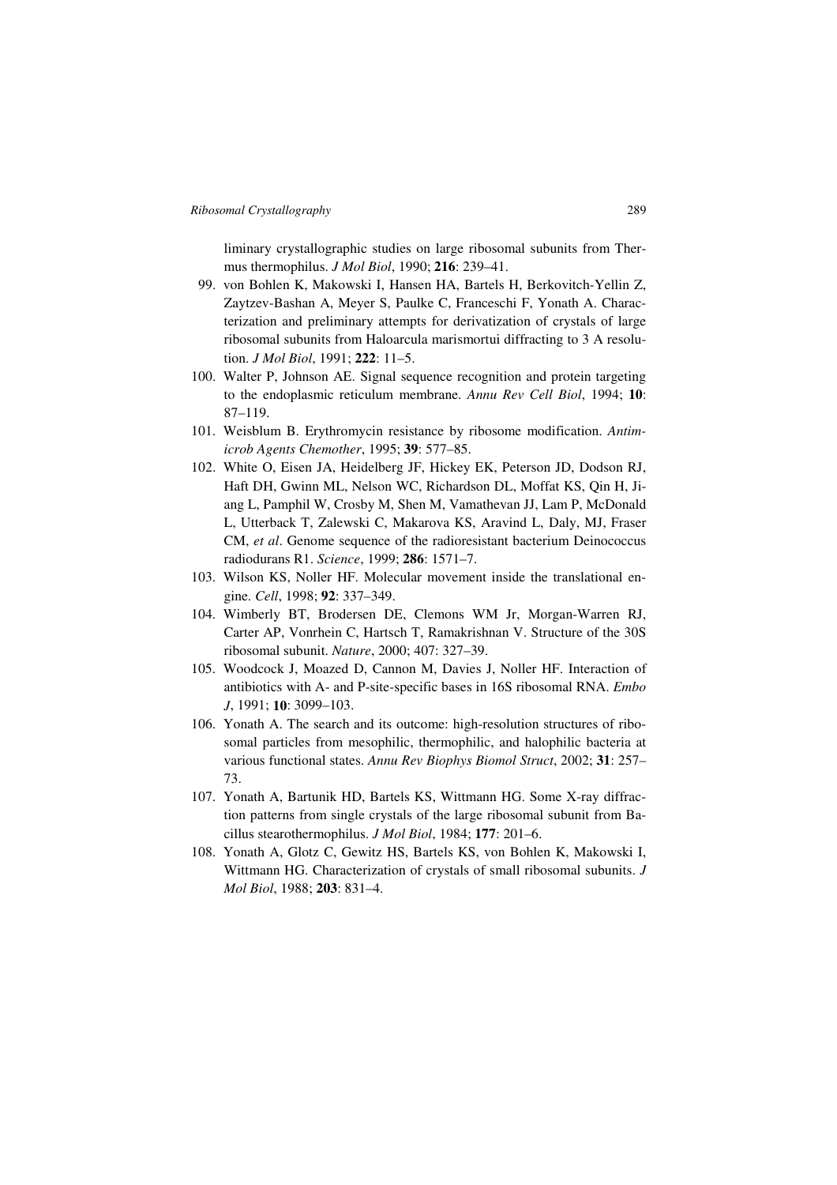liminary crystallographic studies on large ribosomal subunits from Thermus thermophilus. *J Mol Biol*, 1990; **216**: 239–41.

99. von Bohlen K, Makowski I, Hansen HA, Bartels H, Berkovitch-Yellin Z, Zaytzev-Bashan A, Meyer S, Paulke C, Franceschi F, Yonath A. Characterization and preliminary attempts for derivatization of crystals of large ribosomal subunits from Haloarcula marismortui diffracting to 3 A resolution. *J Mol Biol*, 1991; **222**: 11–5.
100. Walter P, Johnson AE. Signal sequence recognition and protein targeting to the endoplasmic reticulum membrane. *Annu Rev Cell Biol*, 1994; **10**: 87–119.
101. Weisblum B. Erythromycin resistance by ribosome modification. *Antimicrob Agents Chemother*, 1995; **39**: 577–85.
102. White O, Eisen JA, Heidelberg JF, Hickey EK, Peterson JD, Dodson RJ, Haft DH, Gwinn ML, Nelson WC, Richardson DL, Moffat KS, Qin H, Jiang L, Pamphil W, Crosby M, Shen M, Vamathevan JJ, Lam P, McDonald L, Utterback T, Zalewski C, Makarova KS, Aravind L, Daly, MJ, Fraser CM, *et al*. Genome sequence of the radioresistant bacterium Deinococcus radiodurans R1. *Science*, 1999; **286**: 1571–7.
103. Wilson KS, Noller HF. Molecular movement inside the translational engine. *Cell*, 1998; **92**: 337–349.
104. Wimberly BT, Brodersen DE, Clemons WM Jr, Morgan-Warren RJ, Carter AP, Vonrhein C, Hartsch T, Ramakrishnan V. Structure of the 30S ribosomal subunit. *Nature*, 2000; 407: 327–39.
105. Woodcock J, Moazed D, Cannon M, Davies J, Noller HF. Interaction of antibiotics with A- and P-site-specific bases in 16S ribosomal RNA. *Embo J*, 1991; **10**: 3099–103.
106. Yonath A. The search and its outcome: high-resolution structures of ribosomal particles from mesophilic, thermophilic, and halophilic bacteria at various functional states. *Annu Rev Biophys Biomol Struct*, 2002; **31**: 257–73.
107. Yonath A, Bartunik HD, Bartels KS, Wittmann HG. Some X-ray diffraction patterns from single crystals of the large ribosomal subunit from Bacillus stearothermophilus. *J Mol Biol*, 1984; **177**: 201–6.
108. Yonath A, Glotz C, Gewitz HS, Bartels KS, von Bohlen K, Makowski I, Wittmann HG. Characterization of crystals of small ribosomal subunits. *J Mol Biol*, 1988; **203**: 831–4.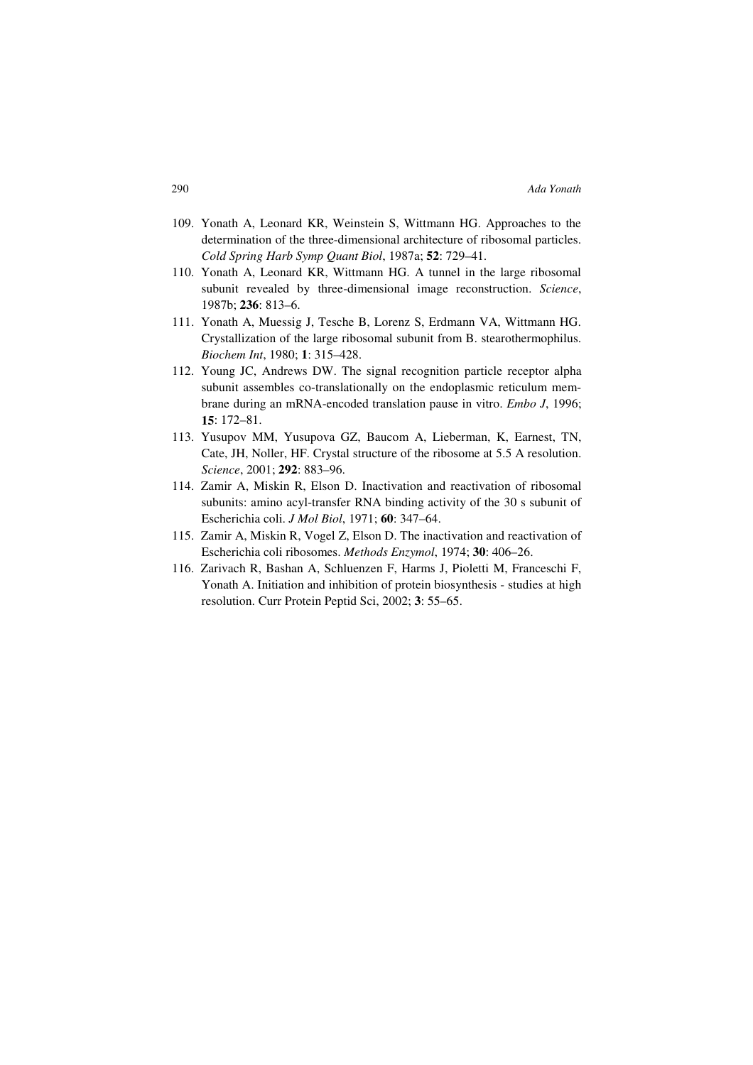109. Yonath A, Leonard KR, Weinstein S, Wittmann HG. Approaches to the determination of the three-dimensional architecture of ribosomal particles. *Cold Spring Harb Symp Quant Biol*, 1987a; **52**: 729–41.
110. Yonath A, Leonard KR, Wittmann HG. A tunnel in the large ribosomal subunit revealed by three-dimensional image reconstruction. *Science*, 1987b; **236**: 813–6.
111. Yonath A, Muessig J, Tesche B, Lorenz S, Erdmann VA, Wittmann HG. Crystallization of the large ribosomal subunit from B. stearothermophilus. *Biochem Int*, 1980; **1**: 315–428.
112. Young JC, Andrews DW. The signal recognition particle receptor alpha subunit assembles co-translationally on the endoplasmic reticulum membrane during an mRNA-encoded translation pause in vitro. *Embo J*, 1996; **15**: 172–81.
113. Yusupov MM, Yusupova GZ, Baucom A, Lieberman, K, Earnest, TN, Cate, JH, Noller, HF. Crystal structure of the ribosome at 5.5 A resolution. *Science*, 2001; **292**: 883–96.
114. Zamir A, Miskin R, Elson D. Inactivation and reactivation of ribosomal subunits: amino acyl-transfer RNA binding activity of the 30 s subunit of Escherichia coli. *J Mol Biol*, 1971; **60**: 347–64.
115. Zamir A, Miskin R, Vogel Z, Elson D. The inactivation and reactivation of Escherichia coli ribosomes. *Methods Enzymol*, 1974; **30**: 406–26.
116. Zarivach R, Bashan A, Schluenzen F, Harms J, Pioletti M, Franceschi F, Yonath A. Initiation and inhibition of protein biosynthesis - studies at high resolution. Curr Protein Peptid Sci, 2002; **3**: 55–65.